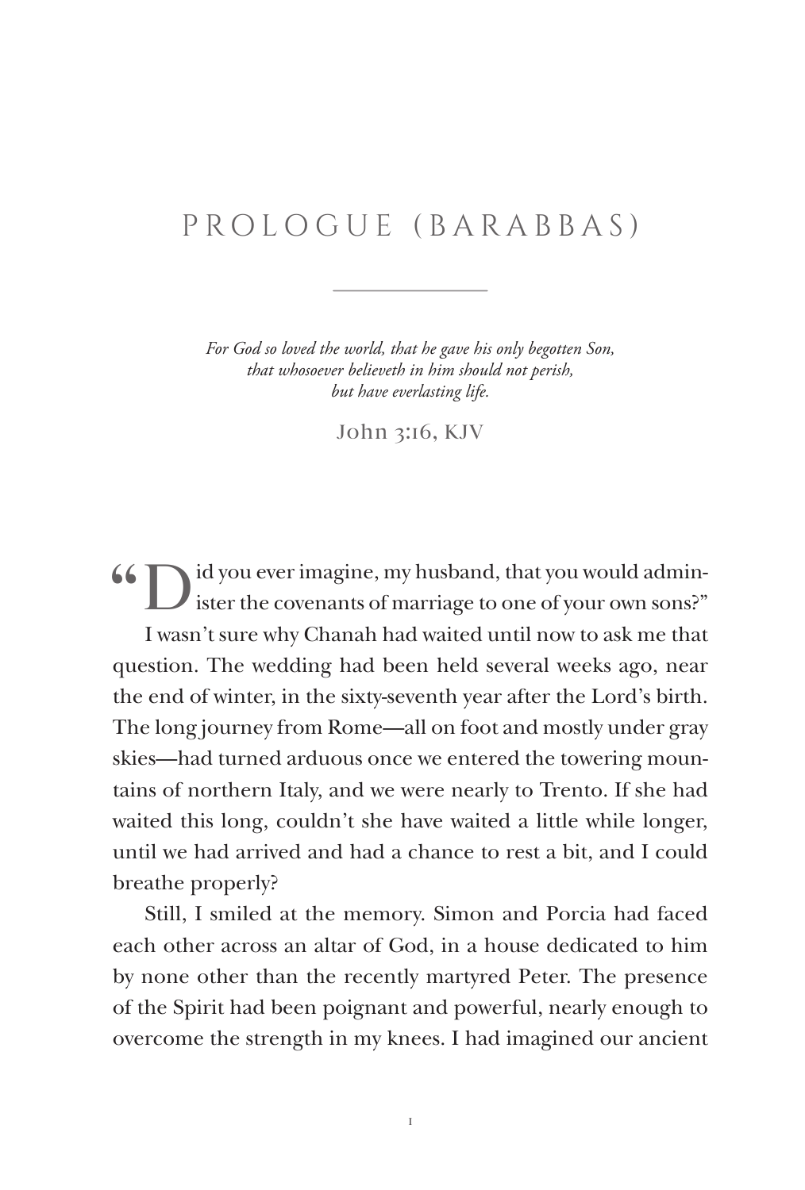# PROLOGUE (BARABBAS)

*For God so loved the world, that he gave his only begotten Son, that whosoever believeth in him should not perish, but have everlasting life.*

John 3:16, KJV

"Did you ever imagine, my husband, that you would administer the covenants of marriage to one of your own sons?"

I wasn't sure why Chanah had waited until now to ask me that question. The wedding had been held several weeks ago, near the end of winter, in the sixty-seventh year after the Lord's birth. The long journey from Rome—all on foot and mostly under gray skies—had turned arduous once we entered the towering mountains of northern Italy, and we were nearly to Trento. If she had waited this long, couldn't she have waited a little while longer, until we had arrived and had a chance to rest a bit, and I could breathe properly?

Still, I smiled at the memory. Simon and Porcia had faced each other across an altar of God, in a house dedicated to him by none other than the recently martyred Peter. The presence of the Spirit had been poignant and powerful, nearly enough to overcome the strength in my knees. I had imagined our ancient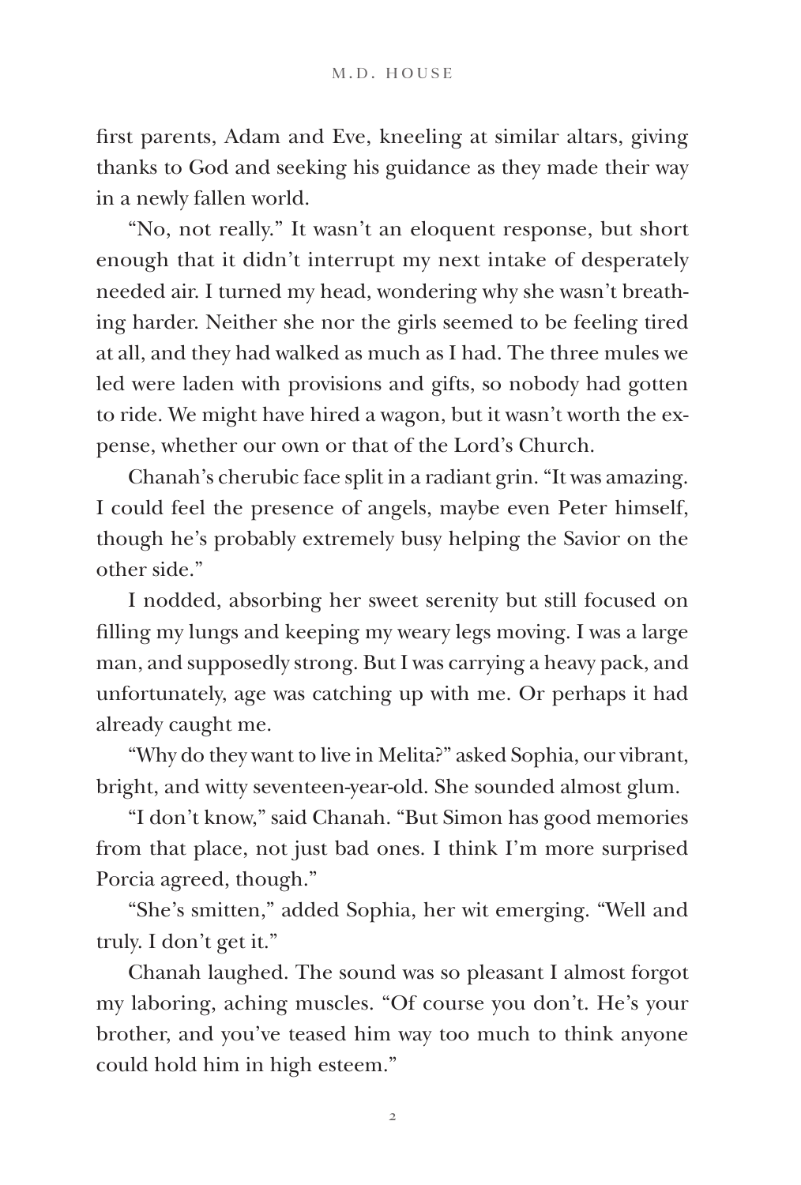first parents, Adam and Eve, kneeling at similar altars, giving thanks to God and seeking his guidance as they made their way in a newly fallen world.

"No, not really." It wasn't an eloquent response, but short enough that it didn't interrupt my next intake of desperately needed air. I turned my head, wondering why she wasn't breathing harder. Neither she nor the girls seemed to be feeling tired at all, and they had walked as much as I had. The three mules we led were laden with provisions and gifts, so nobody had gotten to ride. We might have hired a wagon, but it wasn't worth the expense, whether our own or that of the Lord's Church.

Chanah's cherubic face split in a radiant grin. "It was amazing. I could feel the presence of angels, maybe even Peter himself, though he's probably extremely busy helping the Savior on the other side."

I nodded, absorbing her sweet serenity but still focused on filling my lungs and keeping my weary legs moving. I was a large man, and supposedly strong. But I was carrying a heavy pack, and unfortunately, age was catching up with me. Or perhaps it had already caught me.

"Why do they want to live in Melita?" asked Sophia, our vibrant, bright, and witty seventeen-year-old. She sounded almost glum.

"I don't know," said Chanah. "But Simon has good memories from that place, not just bad ones. I think I'm more surprised Porcia agreed, though."

"She's smitten," added Sophia, her wit emerging. "Well and truly. I don't get it."

Chanah laughed. The sound was so pleasant I almost forgot my laboring, aching muscles. "Of course you don't. He's your brother, and you've teased him way too much to think anyone could hold him in high esteem."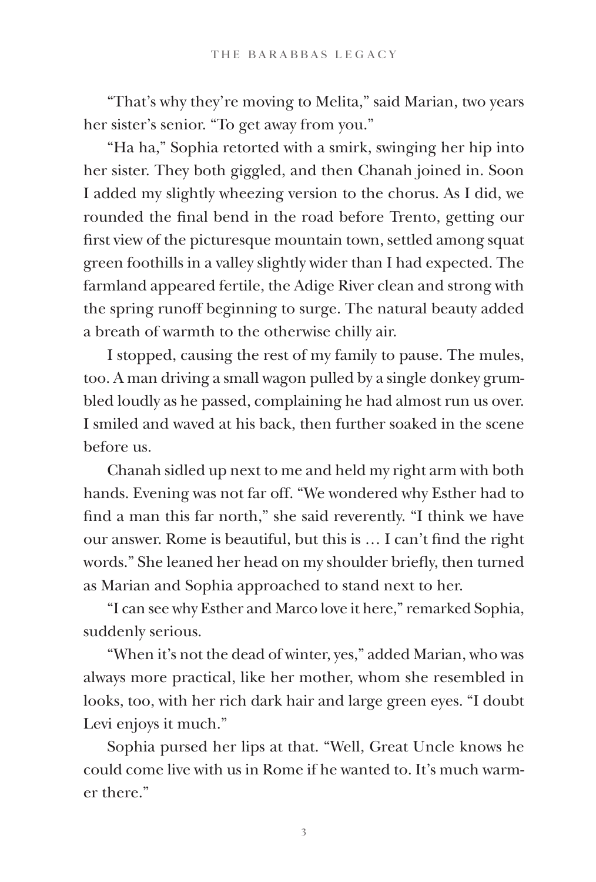"That's why they're moving to Melita," said Marian, two years her sister's senior. "To get away from you."

"Ha ha," Sophia retorted with a smirk, swinging her hip into her sister. They both giggled, and then Chanah joined in. Soon I added my slightly wheezing version to the chorus. As I did, we rounded the final bend in the road before Trento, getting our first view of the picturesque mountain town, settled among squat green foothills in a valley slightly wider than I had expected. The farmland appeared fertile, the Adige River clean and strong with the spring runoff beginning to surge. The natural beauty added a breath of warmth to the otherwise chilly air.

I stopped, causing the rest of my family to pause. The mules, too. A man driving a small wagon pulled by a single donkey grumbled loudly as he passed, complaining he had almost run us over. I smiled and waved at his back, then further soaked in the scene before us.

Chanah sidled up next to me and held my right arm with both hands. Evening was not far off. "We wondered why Esther had to find a man this far north," she said reverently. "I think we have our answer. Rome is beautiful, but this is … I can't find the right words." She leaned her head on my shoulder briefly, then turned as Marian and Sophia approached to stand next to her.

"I can see why Esther and Marco love it here," remarked Sophia, suddenly serious.

"When it's not the dead of winter, yes," added Marian, who was always more practical, like her mother, whom she resembled in looks, too, with her rich dark hair and large green eyes. "I doubt Levi enjoys it much."

Sophia pursed her lips at that. "Well, Great Uncle knows he could come live with us in Rome if he wanted to. It's much warmer there."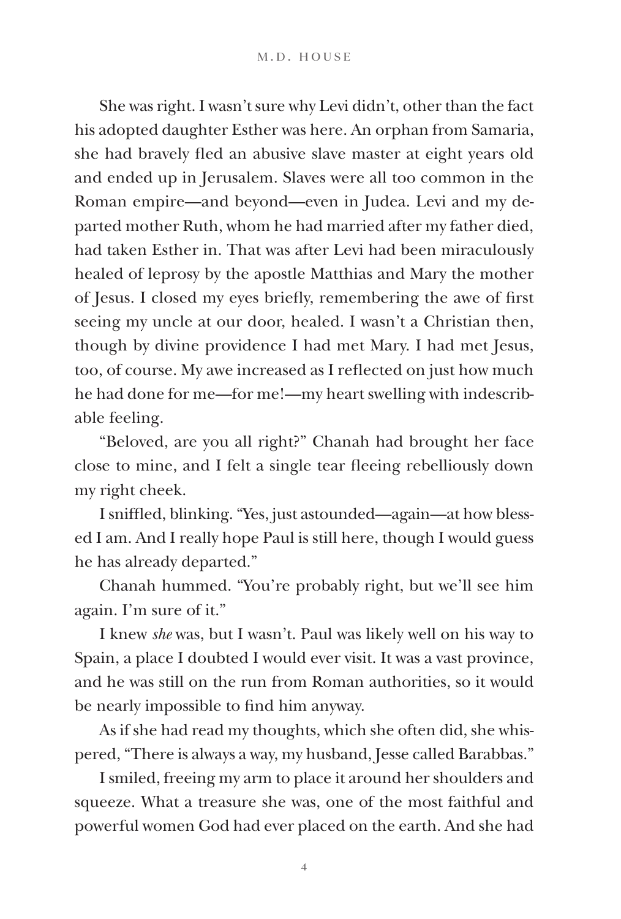She was right. I wasn't sure why Levi didn't, other than the fact his adopted daughter Esther was here. An orphan from Samaria, she had bravely fled an abusive slave master at eight years old and ended up in Jerusalem. Slaves were all too common in the Roman empire—and beyond—even in Judea. Levi and my departed mother Ruth, whom he had married after my father died, had taken Esther in. That was after Levi had been miraculously healed of leprosy by the apostle Matthias and Mary the mother of Jesus. I closed my eyes briefly, remembering the awe of first seeing my uncle at our door, healed. I wasn't a Christian then, though by divine providence I had met Mary. I had met Jesus, too, of course. My awe increased as I reflected on just how much he had done for me—for me!—my heart swelling with indescribable feeling.

"Beloved, are you all right?" Chanah had brought her face close to mine, and I felt a single tear fleeing rebelliously down my right cheek.

I sniffled, blinking. "Yes, just astounded—again—at how blessed I am. And I really hope Paul is still here, though I would guess he has already departed."

Chanah hummed. "You're probably right, but we'll see him again. I'm sure of it."

I knew *she* was, but I wasn't. Paul was likely well on his way to Spain, a place I doubted I would ever visit. It was a vast province, and he was still on the run from Roman authorities, so it would be nearly impossible to find him anyway.

As if she had read my thoughts, which she often did, she whispered, "There is always a way, my husband, Jesse called Barabbas."

I smiled, freeing my arm to place it around her shoulders and squeeze. What a treasure she was, one of the most faithful and powerful women God had ever placed on the earth. And she had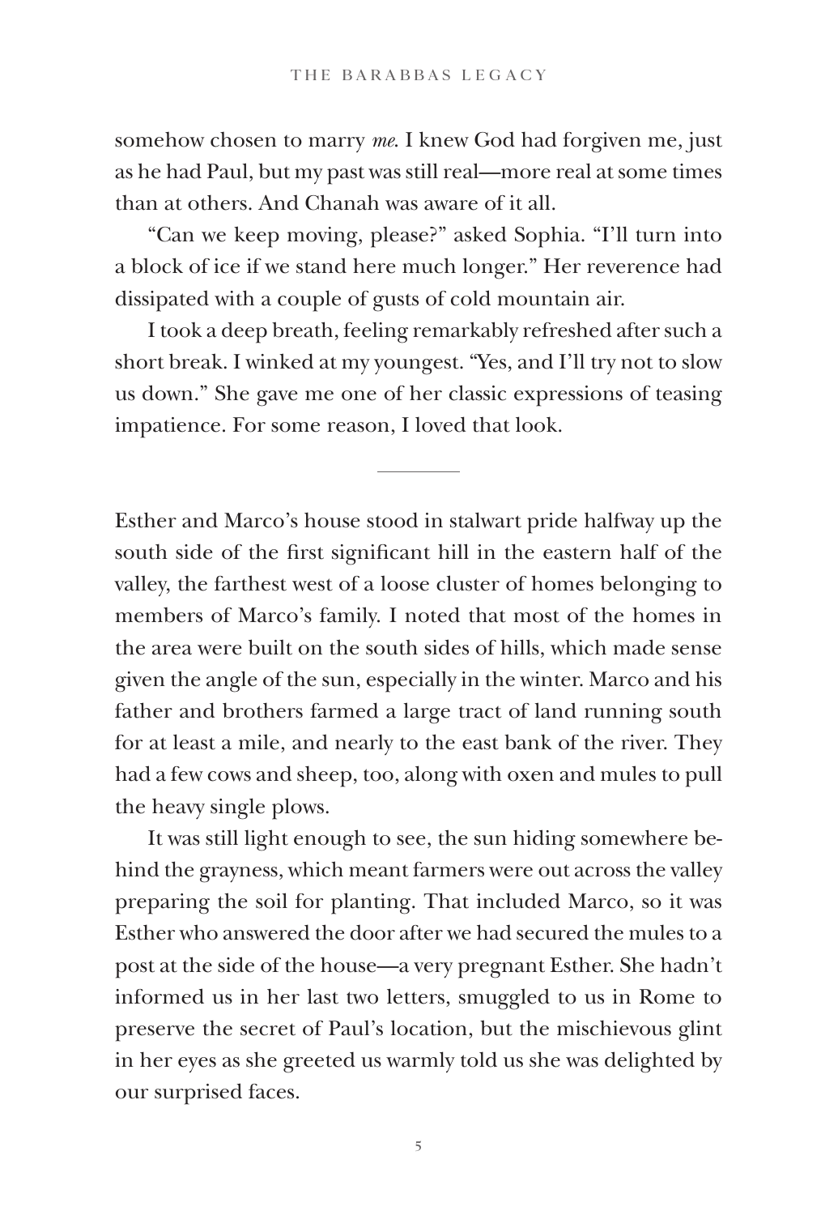somehow chosen to marry *me*. I knew God had forgiven me, just as he had Paul, but my past was still real—more real at some times than at others. And Chanah was aware of it all.

"Can we keep moving, please?" asked Sophia. "I'll turn into a block of ice if we stand here much longer." Her reverence had dissipated with a couple of gusts of cold mountain air.

I took a deep breath, feeling remarkably refreshed after such a short break. I winked at my youngest. "Yes, and I'll try not to slow us down." She gave me one of her classic expressions of teasing impatience. For some reason, I loved that look.

---

Esther and Marco's house stood in stalwart pride halfway up the south side of the first significant hill in the eastern half of the valley, the farthest west of a loose cluster of homes belonging to members of Marco's family. I noted that most of the homes in the area were built on the south sides of hills, which made sense given the angle of the sun, especially in the winter. Marco and his father and brothers farmed a large tract of land running south for at least a mile, and nearly to the east bank of the river. They had a few cows and sheep, too, along with oxen and mules to pull the heavy single plows.

It was still light enough to see, the sun hiding somewhere behind the grayness, which meant farmers were out across the valley preparing the soil for planting. That included Marco, so it was Esther who answered the door after we had secured the mules to a post at the side of the house—a very pregnant Esther. She hadn't informed us in her last two letters, smuggled to us in Rome to preserve the secret of Paul's location, but the mischievous glint in her eyes as she greeted us warmly told us she was delighted by our surprised faces.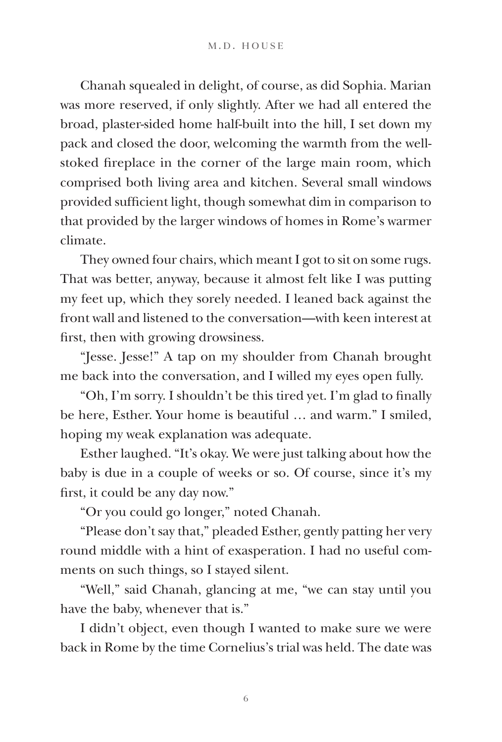Chanah squealed in delight, of course, as did Sophia. Marian was more reserved, if only slightly. After we had all entered the broad, plaster-sided home half-built into the hill, I set down my pack and closed the door, welcoming the warmth from the well-stoked fireplace in the corner of the large main room, which comprised both living area and kitchen. Several small windows provided sufficient light, though somewhat dim in comparison to that provided by the larger windows of homes in Rome's warmer climate.

They owned four chairs, which meant I got to sit on some rugs. That was better, anyway, because it almost felt like I was putting my feet up, which they sorely needed. I leaned back against the front wall and listened to the conversation—with keen interest at first, then with growing drowsiness.

"Jesse. Jesse!" A tap on my shoulder from Chanah brought me back into the conversation, and I willed my eyes open fully.

"Oh, I'm sorry. I shouldn't be this tired yet. I'm glad to finally be here, Esther. Your home is beautiful … and warm." I smiled, hoping my weak explanation was adequate.

Esther laughed. "It's okay. We were just talking about how the baby is due in a couple of weeks or so. Of course, since it's my first, it could be any day now."

"Or you could go longer," noted Chanah.

"Please don't say that," pleaded Esther, gently patting her very round middle with a hint of exasperation. I had no useful comments on such things, so I stayed silent.

"Well," said Chanah, glancing at me, "we can stay until you have the baby, whenever that is."

I didn't object, even though I wanted to make sure we were back in Rome by the time Cornelius's trial was held. The date was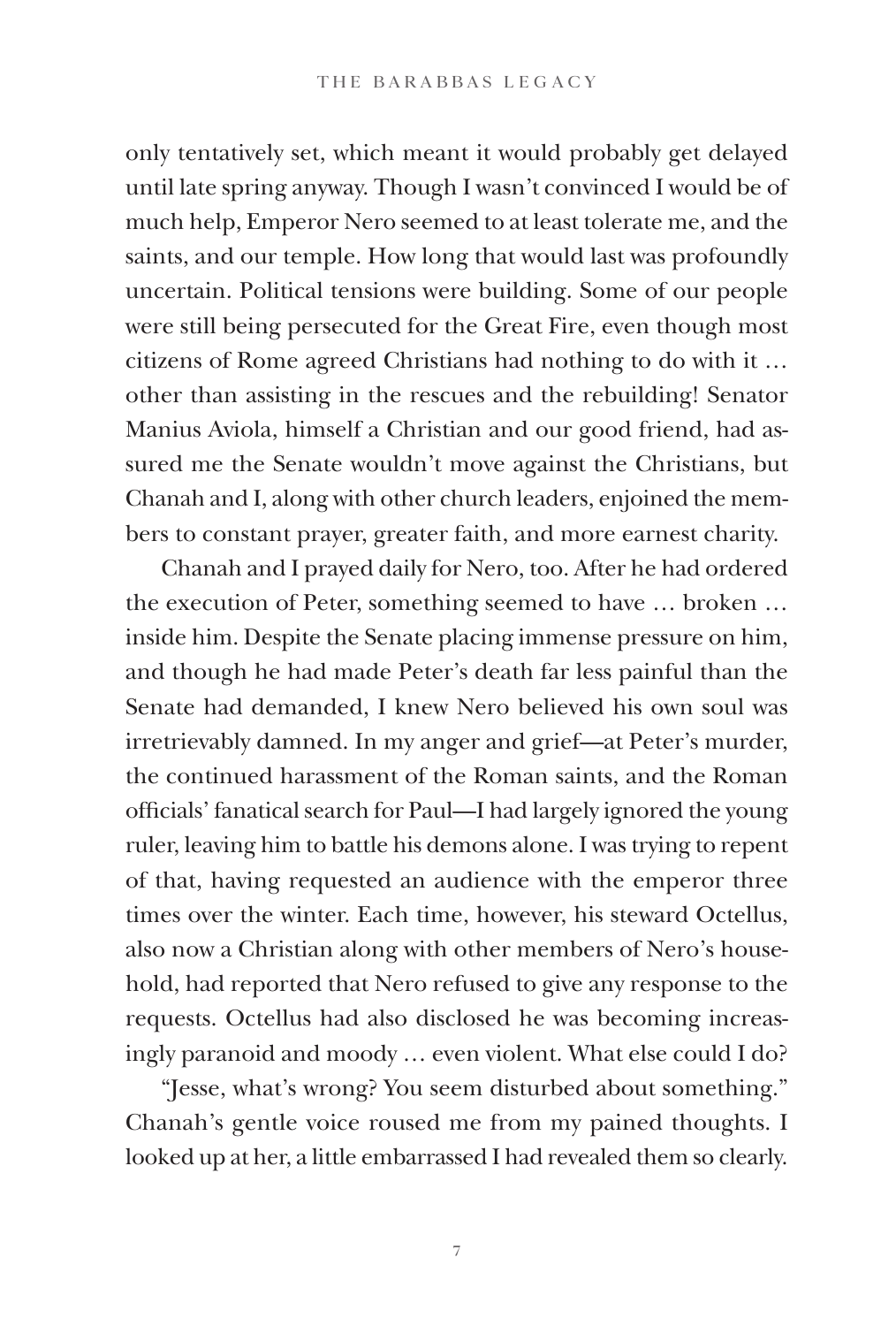only tentatively set, which meant it would probably get delayed until late spring anyway. Though I wasn't convinced I would be of much help, Emperor Nero seemed to at least tolerate me, and the saints, and our temple. How long that would last was profoundly uncertain. Political tensions were building. Some of our people were still being persecuted for the Great Fire, even though most citizens of Rome agreed Christians had nothing to do with it … other than assisting in the rescues and the rebuilding! Senator Manius Aviola, himself a Christian and our good friend, had assured me the Senate wouldn't move against the Christians, but Chanah and I, along with other church leaders, enjoined the members to constant prayer, greater faith, and more earnest charity.

Chanah and I prayed daily for Nero, too. After he had ordered the execution of Peter, something seemed to have … broken … inside him. Despite the Senate placing immense pressure on him, and though he had made Peter's death far less painful than the Senate had demanded, I knew Nero believed his own soul was irretrievably damned. In my anger and grief—at Peter's murder, the continued harassment of the Roman saints, and the Roman officials' fanatical search for Paul—I had largely ignored the young ruler, leaving him to battle his demons alone. I was trying to repent of that, having requested an audience with the emperor three times over the winter. Each time, however, his steward Octellus, also now a Christian along with other members of Nero's household, had reported that Nero refused to give any response to the requests. Octellus had also disclosed he was becoming increasingly paranoid and moody … even violent. What else could I do?

"Jesse, what's wrong? You seem disturbed about something." Chanah's gentle voice roused me from my pained thoughts. I looked up at her, a little embarrassed I had revealed them so clearly.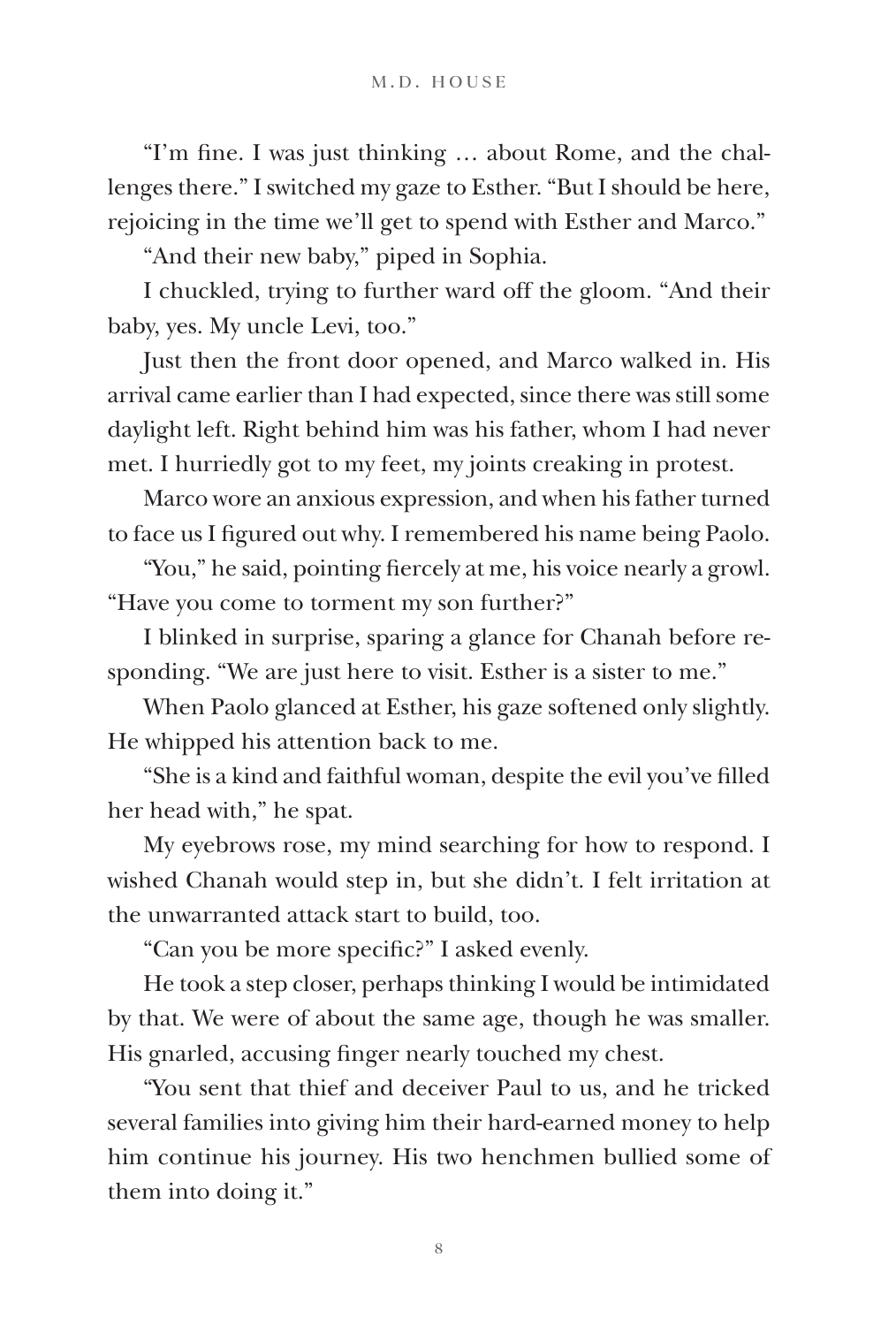"I'm fine. I was just thinking … about Rome, and the challenges there." I switched my gaze to Esther. "But I should be here, rejoicing in the time we'll get to spend with Esther and Marco."

"And their new baby," piped in Sophia.

I chuckled, trying to further ward off the gloom. "And their baby, yes. My uncle Levi, too."

Just then the front door opened, and Marco walked in. His arrival came earlier than I had expected, since there was still some daylight left. Right behind him was his father, whom I had never met. I hurriedly got to my feet, my joints creaking in protest.

Marco wore an anxious expression, and when his father turned to face us I figured out why. I remembered his name being Paolo.

"You," he said, pointing fiercely at me, his voice nearly a growl. "Have you come to torment my son further?"

I blinked in surprise, sparing a glance for Chanah before responding. "We are just here to visit. Esther is a sister to me."

When Paolo glanced at Esther, his gaze softened only slightly. He whipped his attention back to me.

"She is a kind and faithful woman, despite the evil you've filled her head with," he spat.

My eyebrows rose, my mind searching for how to respond. I wished Chanah would step in, but she didn't. I felt irritation at the unwarranted attack start to build, too.

"Can you be more specific?" I asked evenly.

He took a step closer, perhaps thinking I would be intimidated by that. We were of about the same age, though he was smaller. His gnarled, accusing finger nearly touched my chest.

"You sent that thief and deceiver Paul to us, and he tricked several families into giving him their hard-earned money to help him continue his journey. His two henchmen bullied some of them into doing it."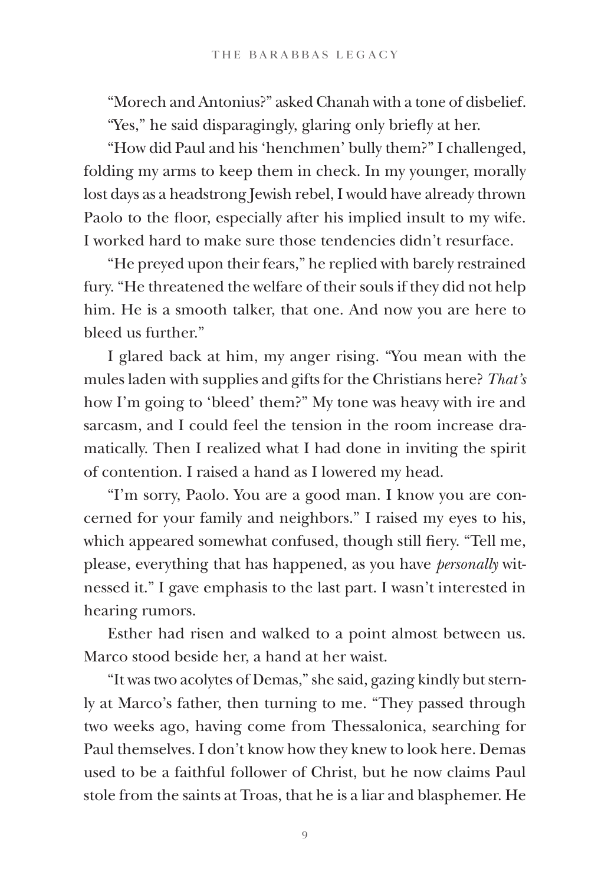"Morech and Antonius?" asked Chanah with a tone of disbelief.

"Yes," he said disparagingly, glaring only briefly at her.

"How did Paul and his 'henchmen' bully them?" I challenged, folding my arms to keep them in check. In my younger, morally lost days as a headstrong Jewish rebel, I would have already thrown Paolo to the floor, especially after his implied insult to my wife. I worked hard to make sure those tendencies didn't resurface.

"He preyed upon their fears," he replied with barely restrained fury. "He threatened the welfare of their souls if they did not help him. He is a smooth talker, that one. And now you are here to bleed us further."

I glared back at him, my anger rising. "You mean with the mules laden with supplies and gifts for the Christians here? *That's* how I'm going to 'bleed' them?" My tone was heavy with ire and sarcasm, and I could feel the tension in the room increase dramatically. Then I realized what I had done in inviting the spirit of contention. I raised a hand as I lowered my head.

"I'm sorry, Paolo. You are a good man. I know you are concerned for your family and neighbors." I raised my eyes to his, which appeared somewhat confused, though still fiery. "Tell me, please, everything that has happened, as you have *personally* witnessed it." I gave emphasis to the last part. I wasn't interested in hearing rumors.

Esther had risen and walked to a point almost between us. Marco stood beside her, a hand at her waist.

"It was two acolytes of Demas," she said, gazing kindly but sternly at Marco's father, then turning to me. "They passed through two weeks ago, having come from Thessalonica, searching for Paul themselves. I don't know how they knew to look here. Demas used to be a faithful follower of Christ, but he now claims Paul stole from the saints at Troas, that he is a liar and blasphemer. He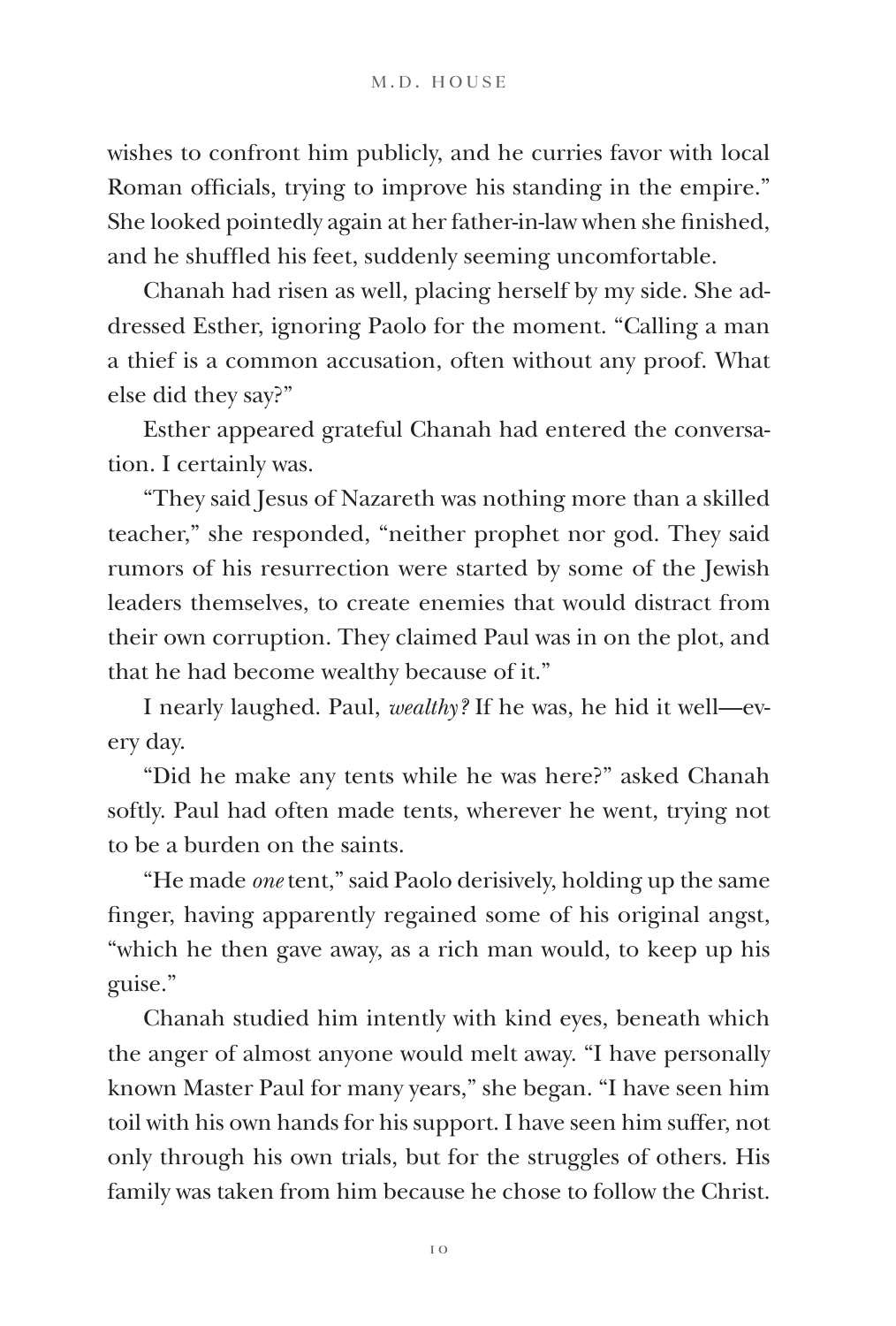wishes to confront him publicly, and he curries favor with local Roman officials, trying to improve his standing in the empire." She looked pointedly again at her father-in-law when she finished, and he shuffled his feet, suddenly seeming uncomfortable.

Chanah had risen as well, placing herself by my side. She addressed Esther, ignoring Paolo for the moment. "Calling a man a thief is a common accusation, often without any proof. What else did they say?"

Esther appeared grateful Chanah had entered the conversation. I certainly was.

"They said Jesus of Nazareth was nothing more than a skilled teacher," she responded, "neither prophet nor god. They said rumors of his resurrection were started by some of the Jewish leaders themselves, to create enemies that would distract from their own corruption. They claimed Paul was in on the plot, and that he had become wealthy because of it."

I nearly laughed. Paul, *wealthy?* If he was, he hid it well—every day.

"Did he make any tents while he was here?" asked Chanah softly. Paul had often made tents, wherever he went, trying not to be a burden on the saints.

"He made *one* tent," said Paolo derisively, holding up the same finger, having apparently regained some of his original angst, "which he then gave away, as a rich man would, to keep up his guise."

Chanah studied him intently with kind eyes, beneath which the anger of almost anyone would melt away. "I have personally known Master Paul for many years," she began. "I have seen him toil with his own hands for his support. I have seen him suffer, not only through his own trials, but for the struggles of others. His family was taken from him because he chose to follow the Christ.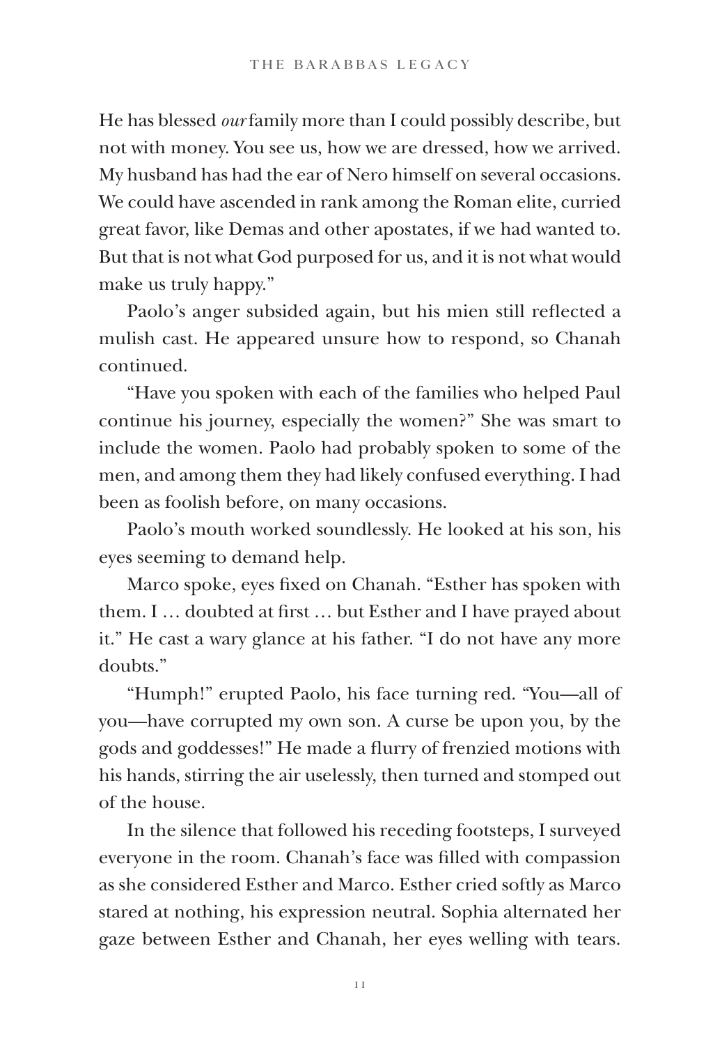He has blessed *our* family more than I could possibly describe, but not with money. You see us, how we are dressed, how we arrived. My husband has had the ear of Nero himself on several occasions. We could have ascended in rank among the Roman elite, curried great favor, like Demas and other apostates, if we had wanted to. But that is not what God purposed for us, and it is not what would make us truly happy."

Paolo's anger subsided again, but his mien still reflected a mulish cast. He appeared unsure how to respond, so Chanah continued.

"Have you spoken with each of the families who helped Paul continue his journey, especially the women?" She was smart to include the women. Paolo had probably spoken to some of the men, and among them they had likely confused everything. I had been as foolish before, on many occasions.

Paolo's mouth worked soundlessly. He looked at his son, his eyes seeming to demand help.

Marco spoke, eyes fixed on Chanah. "Esther has spoken with them. I … doubted at first … but Esther and I have prayed about it." He cast a wary glance at his father. "I do not have any more doubts."

"Humph!" erupted Paolo, his face turning red. "You—all of you—have corrupted my own son. A curse be upon you, by the gods and goddesses!" He made a flurry of frenzied motions with his hands, stirring the air uselessly, then turned and stomped out of the house.

In the silence that followed his receding footsteps, I surveyed everyone in the room. Chanah's face was filled with compassion as she considered Esther and Marco. Esther cried softly as Marco stared at nothing, his expression neutral. Sophia alternated her gaze between Esther and Chanah, her eyes welling with tears.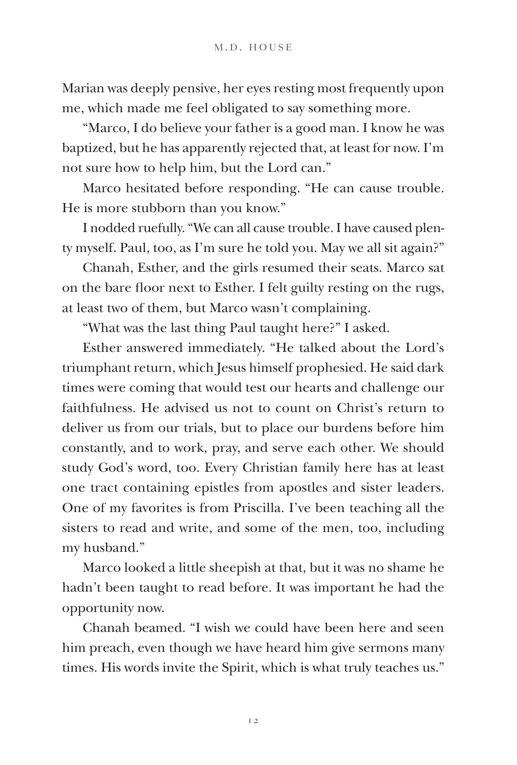Marian was deeply pensive, her eyes resting most frequently upon me, which made me feel obligated to say something more.

"Marco, I do believe your father is a good man. I know he was baptized, but he has apparently rejected that, at least for now. I'm not sure how to help him, but the Lord can."

Marco hesitated before responding. "He can cause trouble. He is more stubborn than you know."

I nodded ruefully. "We can all cause trouble. I have caused plenty myself. Paul, too, as I'm sure he told you. May we all sit again?"

Chanah, Esther, and the girls resumed their seats. Marco sat on the bare floor next to Esther. I felt guilty resting on the rugs, at least two of them, but Marco wasn't complaining.

"What was the last thing Paul taught here?" I asked.

Esther answered immediately. "He talked about the Lord's triumphant return, which Jesus himself prophesied. He said dark times were coming that would test our hearts and challenge our faithfulness. He advised us not to count on Christ's return to deliver us from our trials, but to place our burdens before him constantly, and to work, pray, and serve each other. We should study God's word, too. Every Christian family here has at least one tract containing epistles from apostles and sister leaders. One of my favorites is from Priscilla. I've been teaching all the sisters to read and write, and some of the men, too, including my husband."

Marco looked a little sheepish at that, but it was no shame he hadn't been taught to read before. It was important he had the opportunity now.

Chanah beamed. "I wish we could have been here and seen him preach, even though we have heard him give sermons many times. His words invite the Spirit, which is what truly teaches us."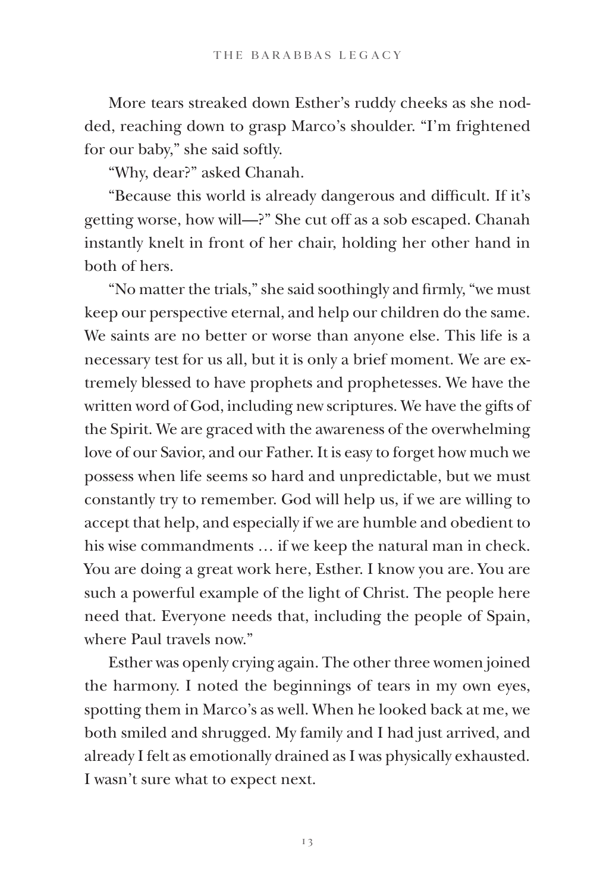More tears streaked down Esther's ruddy cheeks as she nodded, reaching down to grasp Marco's shoulder. "I'm frightened for our baby," she said softly.

"Why, dear?" asked Chanah.

"Because this world is already dangerous and difficult. If it's getting worse, how will—?" She cut off as a sob escaped. Chanah instantly knelt in front of her chair, holding her other hand in both of hers.

"No matter the trials," she said soothingly and firmly, "we must keep our perspective eternal, and help our children do the same. We saints are no better or worse than anyone else. This life is a necessary test for us all, but it is only a brief moment. We are extremely blessed to have prophets and prophetesses. We have the written word of God, including new scriptures. We have the gifts of the Spirit. We are graced with the awareness of the overwhelming love of our Savior, and our Father. It is easy to forget how much we possess when life seems so hard and unpredictable, but we must constantly try to remember. God will help us, if we are willing to accept that help, and especially if we are humble and obedient to his wise commandments … if we keep the natural man in check. You are doing a great work here, Esther. I know you are. You are such a powerful example of the light of Christ. The people here need that. Everyone needs that, including the people of Spain, where Paul travels now."

Esther was openly crying again. The other three women joined the harmony. I noted the beginnings of tears in my own eyes, spotting them in Marco's as well. When he looked back at me, we both smiled and shrugged. My family and I had just arrived, and already I felt as emotionally drained as I was physically exhausted. I wasn't sure what to expect next.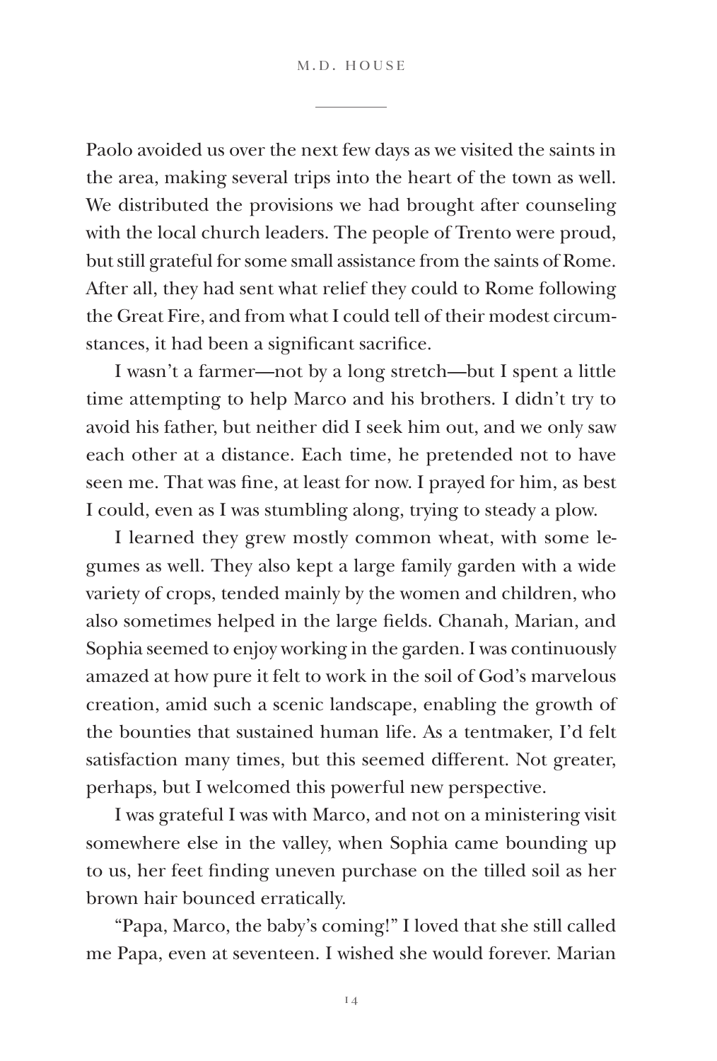Paolo avoided us over the next few days as we visited the saints in the area, making several trips into the heart of the town as well. We distributed the provisions we had brought after counseling with the local church leaders. The people of Trento were proud, but still grateful for some small assistance from the saints of Rome. After all, they had sent what relief they could to Rome following the Great Fire, and from what I could tell of their modest circumstances, it had been a significant sacrifice.

I wasn't a farmer—not by a long stretch—but I spent a little time attempting to help Marco and his brothers. I didn't try to avoid his father, but neither did I seek him out, and we only saw each other at a distance. Each time, he pretended not to have seen me. That was fine, at least for now. I prayed for him, as best I could, even as I was stumbling along, trying to steady a plow.

I learned they grew mostly common wheat, with some legumes as well. They also kept a large family garden with a wide variety of crops, tended mainly by the women and children, who also sometimes helped in the large fields. Chanah, Marian, and Sophia seemed to enjoy working in the garden. I was continuously amazed at how pure it felt to work in the soil of God's marvelous creation, amid such a scenic landscape, enabling the growth of the bounties that sustained human life. As a tentmaker, I'd felt satisfaction many times, but this seemed different. Not greater, perhaps, but I welcomed this powerful new perspective.

I was grateful I was with Marco, and not on a ministering visit somewhere else in the valley, when Sophia came bounding up to us, her feet finding uneven purchase on the tilled soil as her brown hair bounced erratically.

"Papa, Marco, the baby's coming!" I loved that she still called me Papa, even at seventeen. I wished she would forever. Marian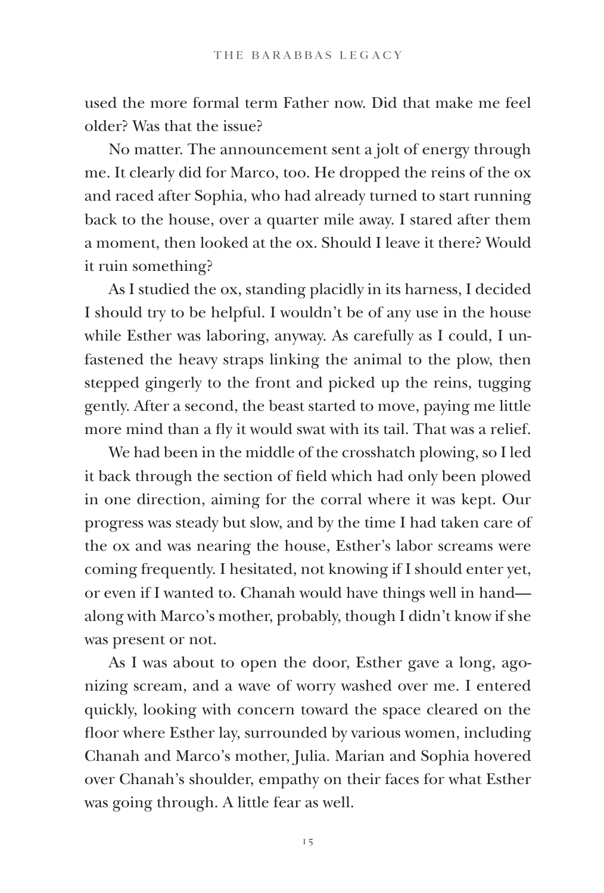used the more formal term Father now. Did that make me feel older? Was that the issue?

No matter. The announcement sent a jolt of energy through me. It clearly did for Marco, too. He dropped the reins of the ox and raced after Sophia, who had already turned to start running back to the house, over a quarter mile away. I stared after them a moment, then looked at the ox. Should I leave it there? Would it ruin something?

As I studied the ox, standing placidly in its harness, I decided I should try to be helpful. I wouldn't be of any use in the house while Esther was laboring, anyway. As carefully as I could, I unfastened the heavy straps linking the animal to the plow, then stepped gingerly to the front and picked up the reins, tugging gently. After a second, the beast started to move, paying me little more mind than a fly it would swat with its tail. That was a relief.

We had been in the middle of the crosshatch plowing, so I led it back through the section of field which had only been plowed in one direction, aiming for the corral where it was kept. Our progress was steady but slow, and by the time I had taken care of the ox and was nearing the house, Esther's labor screams were coming frequently. I hesitated, not knowing if I should enter yet, or even if I wanted to. Chanah would have things well in hand—along with Marco's mother, probably, though I didn't know if she was present or not.

As I was about to open the door, Esther gave a long, agonizing scream, and a wave of worry washed over me. I entered quickly, looking with concern toward the space cleared on the floor where Esther lay, surrounded by various women, including Chanah and Marco's mother, Julia. Marian and Sophia hovered over Chanah's shoulder, empathy on their faces for what Esther was going through. A little fear as well.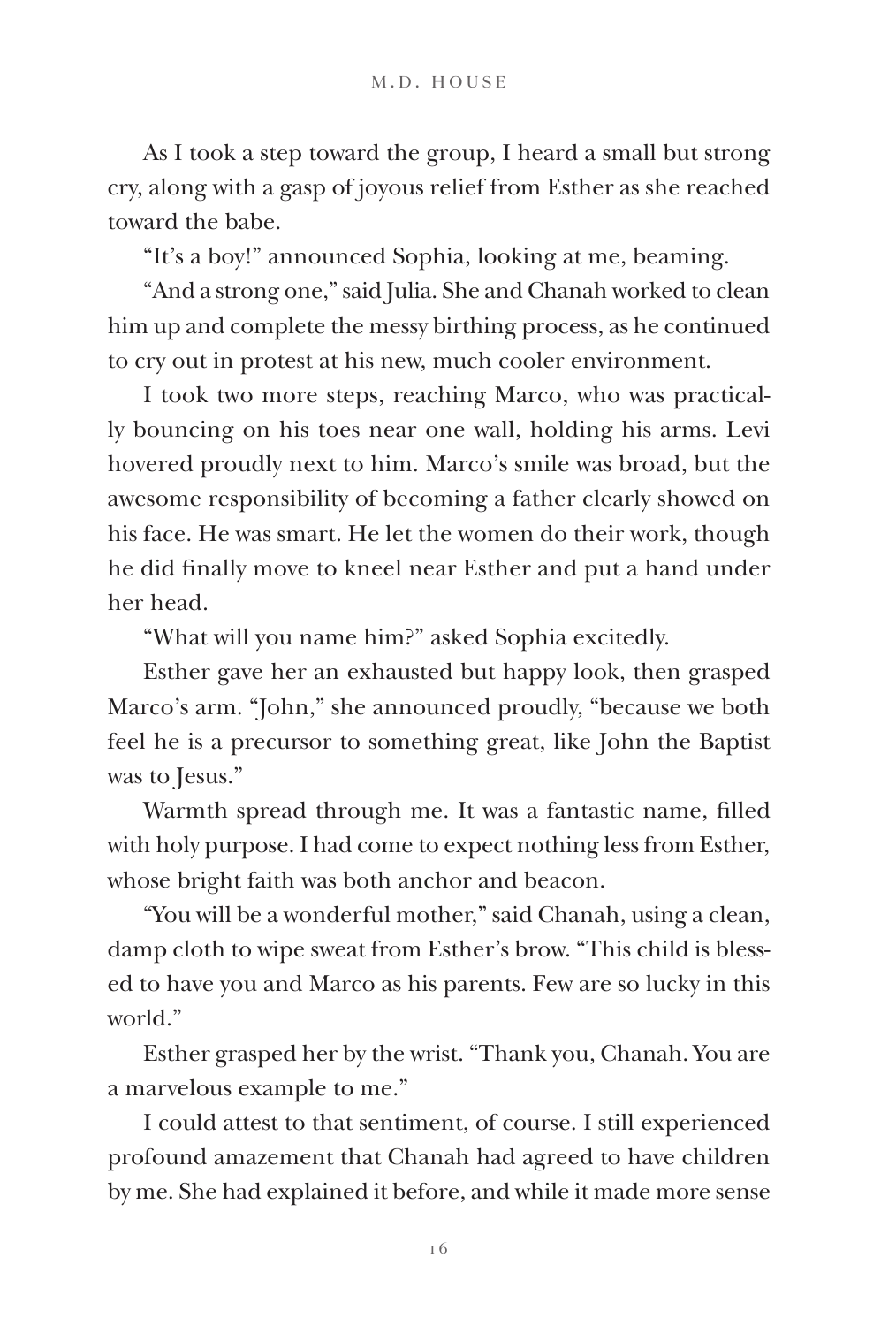As I took a step toward the group, I heard a small but strong cry, along with a gasp of joyous relief from Esther as she reached toward the babe.

"It's a boy!" announced Sophia, looking at me, beaming.

"And a strong one," said Julia. She and Chanah worked to clean him up and complete the messy birthing process, as he continued to cry out in protest at his new, much cooler environment.

I took two more steps, reaching Marco, who was practically bouncing on his toes near one wall, holding his arms. Levi hovered proudly next to him. Marco's smile was broad, but the awesome responsibility of becoming a father clearly showed on his face. He was smart. He let the women do their work, though he did finally move to kneel near Esther and put a hand under her head.

"What will you name him?" asked Sophia excitedly.

Esther gave her an exhausted but happy look, then grasped Marco's arm. "John," she announced proudly, "because we both feel he is a precursor to something great, like John the Baptist was to Jesus."

Warmth spread through me. It was a fantastic name, filled with holy purpose. I had come to expect nothing less from Esther, whose bright faith was both anchor and beacon.

"You will be a wonderful mother," said Chanah, using a clean, damp cloth to wipe sweat from Esther's brow. "This child is blessed to have you and Marco as his parents. Few are so lucky in this world."

Esther grasped her by the wrist. "Thank you, Chanah. You are a marvelous example to me."

I could attest to that sentiment, of course. I still experienced profound amazement that Chanah had agreed to have children by me. She had explained it before, and while it made more sense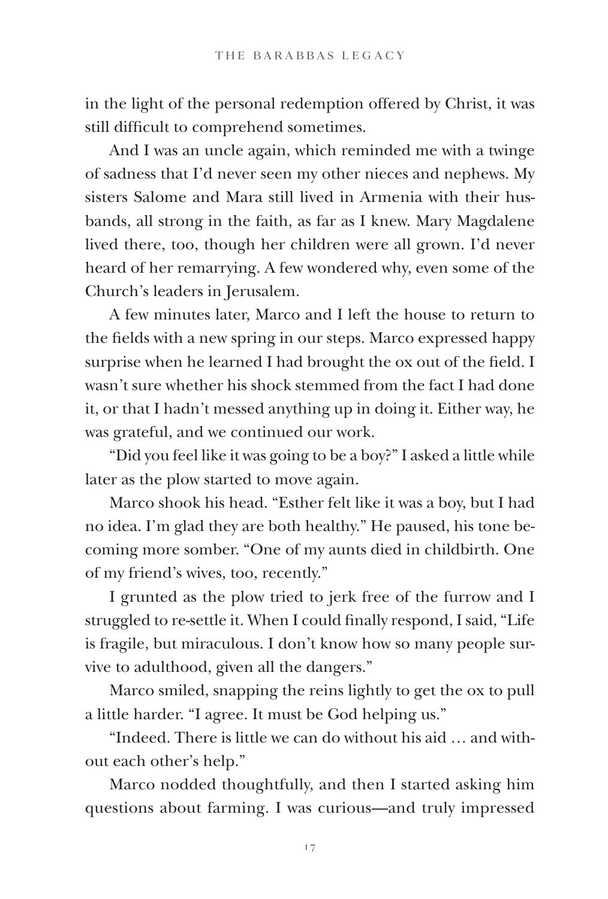in the light of the personal redemption offered by Christ, it was still difficult to comprehend sometimes.

And I was an uncle again, which reminded me with a twinge of sadness that I'd never seen my other nieces and nephews. My sisters Salome and Mara still lived in Armenia with their husbands, all strong in the faith, as far as I knew. Mary Magdalene lived there, too, though her children were all grown. I'd never heard of her remarrying. A few wondered why, even some of the Church's leaders in Jerusalem.

A few minutes later, Marco and I left the house to return to the fields with a new spring in our steps. Marco expressed happy surprise when he learned I had brought the ox out of the field. I wasn't sure whether his shock stemmed from the fact I had done it, or that I hadn't messed anything up in doing it. Either way, he was grateful, and we continued our work.

"Did you feel like it was going to be a boy?" I asked a little while later as the plow started to move again.

Marco shook his head. "Esther felt like it was a boy, but I had no idea. I'm glad they are both healthy." He paused, his tone becoming more somber. "One of my aunts died in childbirth. One of my friend's wives, too, recently."

I grunted as the plow tried to jerk free of the furrow and I struggled to re-settle it. When I could finally respond, I said, "Life is fragile, but miraculous. I don't know how so many people survive to adulthood, given all the dangers."

Marco smiled, snapping the reins lightly to get the ox to pull a little harder. "I agree. It must be God helping us."

"Indeed. There is little we can do without his aid … and without each other's help."

Marco nodded thoughtfully, and then I started asking him questions about farming. I was curious—and truly impressed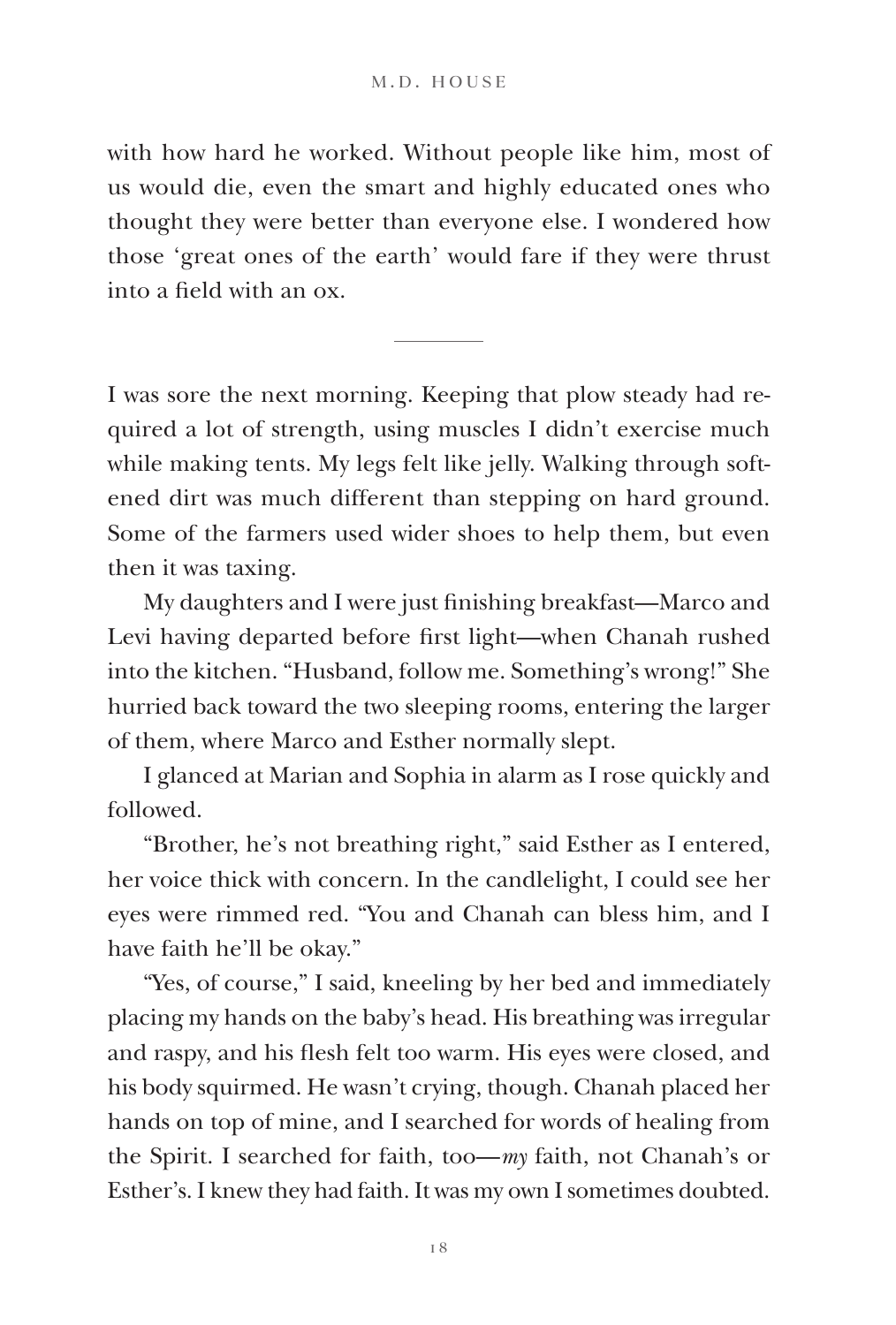with how hard he worked. Without people like him, most of us would die, even the smart and highly educated ones who thought they were better than everyone else. I wondered how those 'great ones of the earth' would fare if they were thrust into a field with an ox.

---

I was sore the next morning. Keeping that plow steady had required a lot of strength, using muscles I didn't exercise much while making tents. My legs felt like jelly. Walking through softened dirt was much different than stepping on hard ground. Some of the farmers used wider shoes to help them, but even then it was taxing.

My daughters and I were just finishing breakfast—Marco and Levi having departed before first light—when Chanah rushed into the kitchen. "Husband, follow me. Something's wrong!" She hurried back toward the two sleeping rooms, entering the larger of them, where Marco and Esther normally slept.

I glanced at Marian and Sophia in alarm as I rose quickly and followed.

"Brother, he's not breathing right," said Esther as I entered, her voice thick with concern. In the candlelight, I could see her eyes were rimmed red. "You and Chanah can bless him, and I have faith he'll be okay."

"Yes, of course," I said, kneeling by her bed and immediately placing my hands on the baby's head. His breathing was irregular and raspy, and his flesh felt too warm. His eyes were closed, and his body squirmed. He wasn't crying, though. Chanah placed her hands on top of mine, and I searched for words of healing from the Spirit. I searched for faith, too—*my* faith, not Chanah's or Esther's. I knew they had faith. It was my own I sometimes doubted.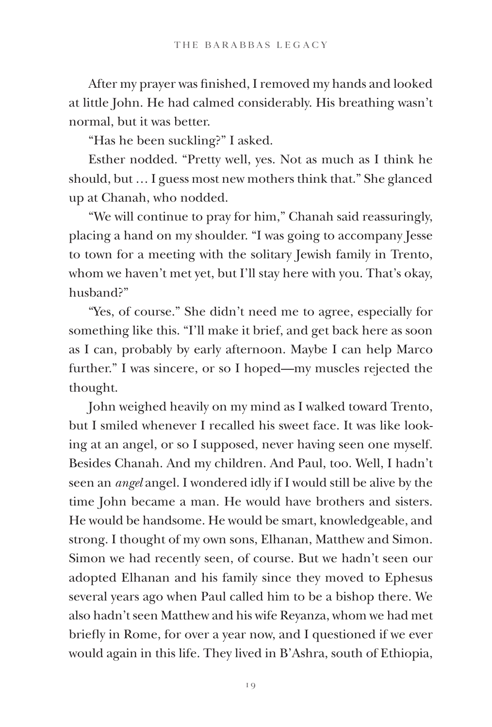After my prayer was finished, I removed my hands and looked at little John. He had calmed considerably. His breathing wasn't normal, but it was better.

"Has he been suckling?" I asked.

Esther nodded. "Pretty well, yes. Not as much as I think he should, but … I guess most new mothers think that." She glanced up at Chanah, who nodded.

"We will continue to pray for him," Chanah said reassuringly, placing a hand on my shoulder. "I was going to accompany Jesse to town for a meeting with the solitary Jewish family in Trento, whom we haven't met yet, but I'll stay here with you. That's okay, husband?"

"Yes, of course." She didn't need me to agree, especially for something like this. "I'll make it brief, and get back here as soon as I can, probably by early afternoon. Maybe I can help Marco further." I was sincere, or so I hoped—my muscles rejected the thought.

John weighed heavily on my mind as I walked toward Trento, but I smiled whenever I recalled his sweet face. It was like looking at an angel, or so I supposed, never having seen one myself. Besides Chanah. And my children. And Paul, too. Well, I hadn't seen an *angel* angel. I wondered idly if I would still be alive by the time John became a man. He would have brothers and sisters. He would be handsome. He would be smart, knowledgeable, and strong. I thought of my own sons, Elhanan, Matthew and Simon. Simon we had recently seen, of course. But we hadn't seen our adopted Elhanan and his family since they moved to Ephesus several years ago when Paul called him to be a bishop there. We also hadn't seen Matthew and his wife Reyanza, whom we had met briefly in Rome, for over a year now, and I questioned if we ever would again in this life. They lived in B'Ashra, south of Ethiopia,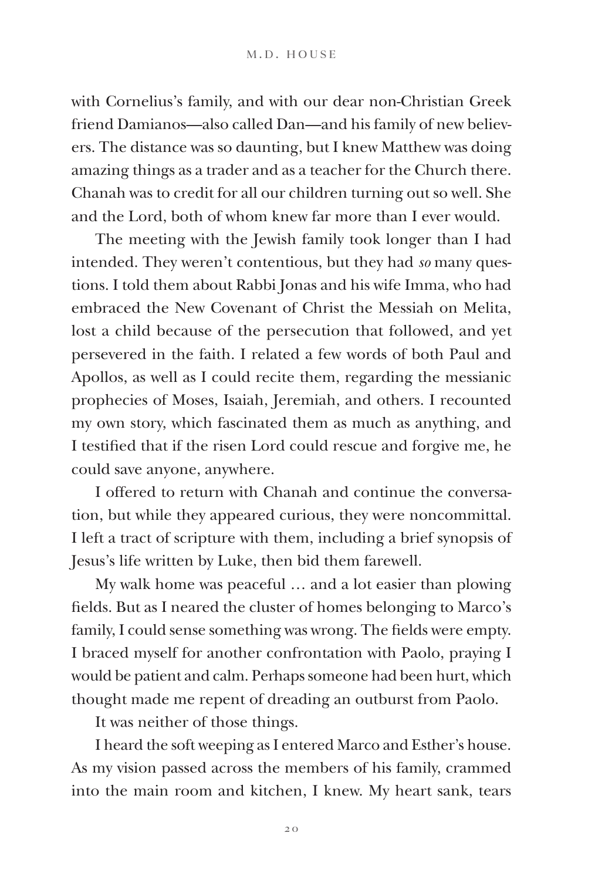with Cornelius's family, and with our dear non-Christian Greek friend Damianos—also called Dan—and his family of new believers. The distance was so daunting, but I knew Matthew was doing amazing things as a trader and as a teacher for the Church there. Chanah was to credit for all our children turning out so well. She and the Lord, both of whom knew far more than I ever would.

The meeting with the Jewish family took longer than I had intended. They weren't contentious, but they had *so* many questions. I told them about Rabbi Jonas and his wife Imma, who had embraced the New Covenant of Christ the Messiah on Melita, lost a child because of the persecution that followed, and yet persevered in the faith. I related a few words of both Paul and Apollos, as well as I could recite them, regarding the messianic prophecies of Moses, Isaiah, Jeremiah, and others. I recounted my own story, which fascinated them as much as anything, and I testified that if the risen Lord could rescue and forgive me, he could save anyone, anywhere.

I offered to return with Chanah and continue the conversation, but while they appeared curious, they were noncommittal. I left a tract of scripture with them, including a brief synopsis of Jesus's life written by Luke, then bid them farewell.

My walk home was peaceful … and a lot easier than plowing fields. But as I neared the cluster of homes belonging to Marco's family, I could sense something was wrong. The fields were empty. I braced myself for another confrontation with Paolo, praying I would be patient and calm. Perhaps someone had been hurt, which thought made me repent of dreading an outburst from Paolo.

It was neither of those things.

I heard the soft weeping as I entered Marco and Esther's house. As my vision passed across the members of his family, crammed into the main room and kitchen, I knew. My heart sank, tears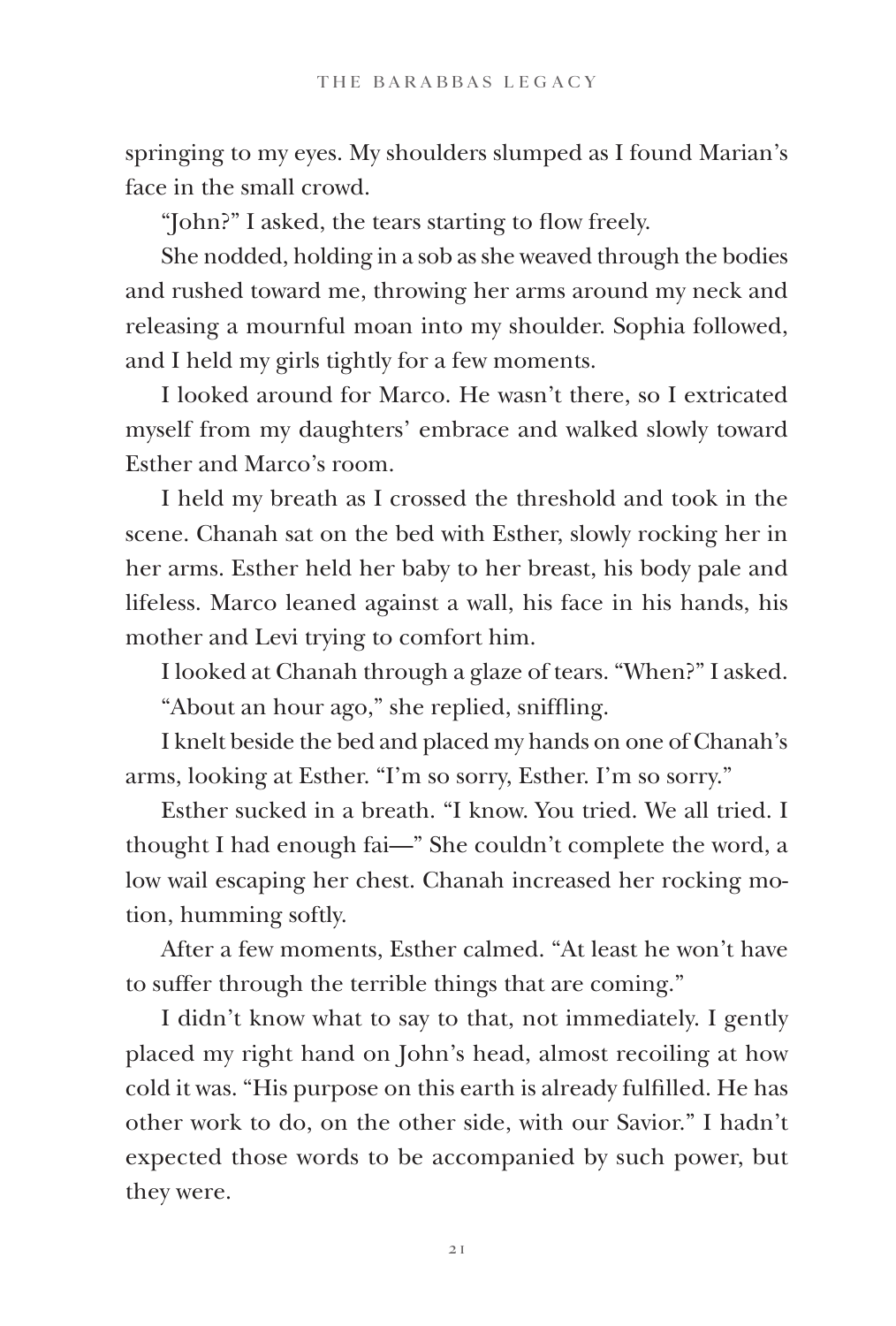springing to my eyes. My shoulders slumped as I found Marian's face in the small crowd.

"John?" I asked, the tears starting to flow freely.

She nodded, holding in a sob as she weaved through the bodies and rushed toward me, throwing her arms around my neck and releasing a mournful moan into my shoulder. Sophia followed, and I held my girls tightly for a few moments.

I looked around for Marco. He wasn't there, so I extricated myself from my daughters' embrace and walked slowly toward Esther and Marco's room.

I held my breath as I crossed the threshold and took in the scene. Chanah sat on the bed with Esther, slowly rocking her in her arms. Esther held her baby to her breast, his body pale and lifeless. Marco leaned against a wall, his face in his hands, his mother and Levi trying to comfort him.

I looked at Chanah through a glaze of tears. "When?" I asked.

"About an hour ago," she replied, sniffling.

I knelt beside the bed and placed my hands on one of Chanah's arms, looking at Esther. "I'm so sorry, Esther. I'm so sorry."

Esther sucked in a breath. "I know. You tried. We all tried. I thought I had enough fai—" She couldn't complete the word, a low wail escaping her chest. Chanah increased her rocking motion, humming softly.

After a few moments, Esther calmed. "At least he won't have to suffer through the terrible things that are coming."

I didn't know what to say to that, not immediately. I gently placed my right hand on John's head, almost recoiling at how cold it was. "His purpose on this earth is already fulfilled. He has other work to do, on the other side, with our Savior." I hadn't expected those words to be accompanied by such power, but they were.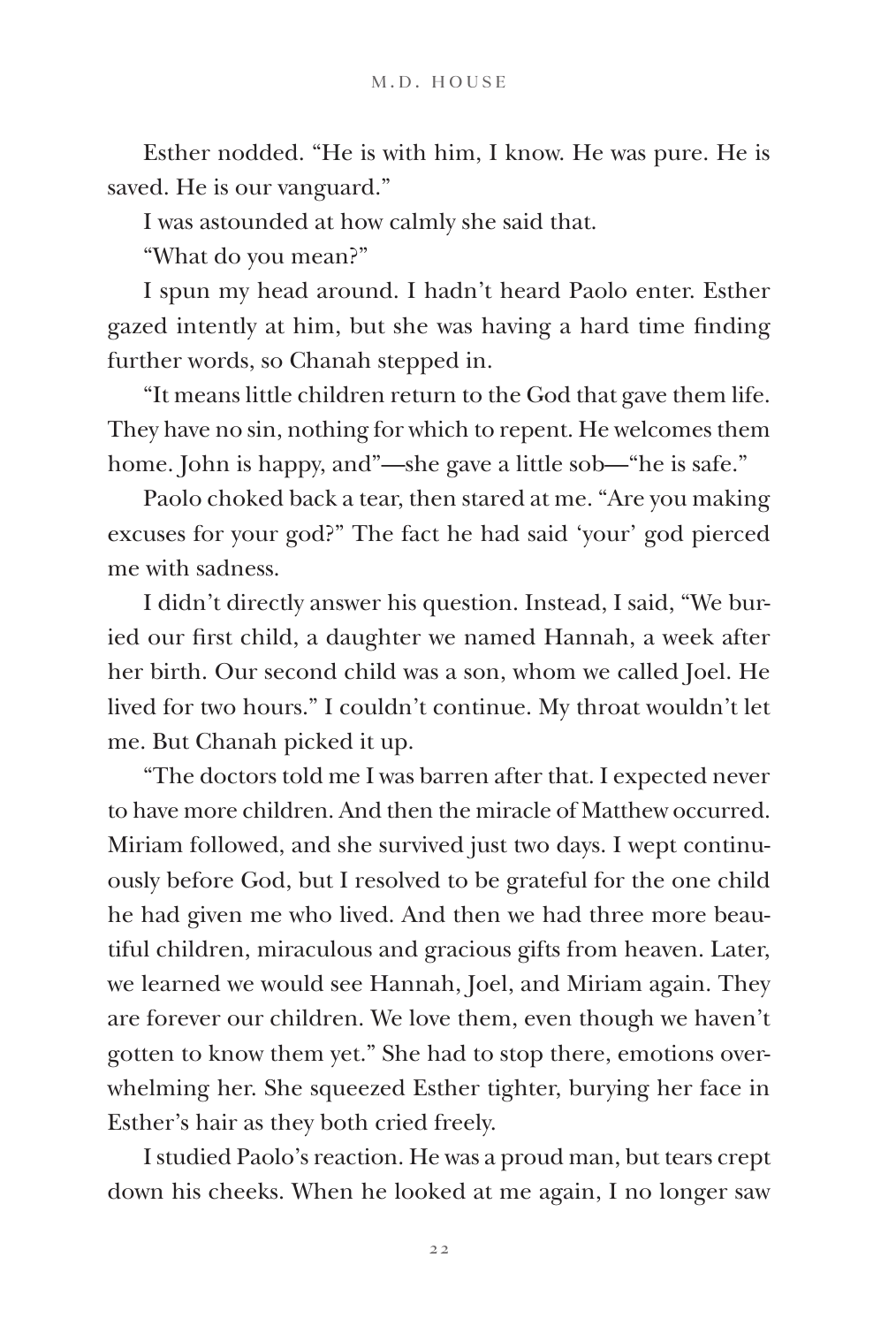Esther nodded. "He is with him, I know. He was pure. He is saved. He is our vanguard."

I was astounded at how calmly she said that.

"What do you mean?"

I spun my head around. I hadn't heard Paolo enter. Esther gazed intently at him, but she was having a hard time finding further words, so Chanah stepped in.

"It means little children return to the God that gave them life. They have no sin, nothing for which to repent. He welcomes them home. John is happy, and"—she gave a little sob—"he is safe."

Paolo choked back a tear, then stared at me. "Are you making excuses for your god?" The fact he had said 'your' god pierced me with sadness.

I didn't directly answer his question. Instead, I said, "We buried our first child, a daughter we named Hannah, a week after her birth. Our second child was a son, whom we called Joel. He lived for two hours." I couldn't continue. My throat wouldn't let me. But Chanah picked it up.

"The doctors told me I was barren after that. I expected never to have more children. And then the miracle of Matthew occurred. Miriam followed, and she survived just two days. I wept continuously before God, but I resolved to be grateful for the one child he had given me who lived. And then we had three more beautiful children, miraculous and gracious gifts from heaven. Later, we learned we would see Hannah, Joel, and Miriam again. They are forever our children. We love them, even though we haven't gotten to know them yet." She had to stop there, emotions overwhelming her. She squeezed Esther tighter, burying her face in Esther's hair as they both cried freely.

I studied Paolo's reaction. He was a proud man, but tears crept down his cheeks. When he looked at me again, I no longer saw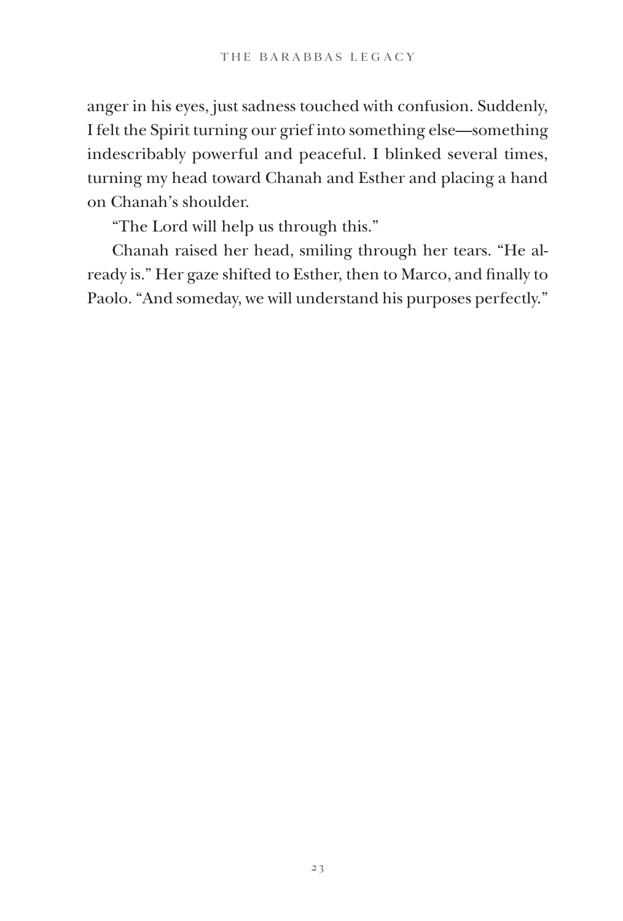anger in his eyes, just sadness touched with confusion. Suddenly, I felt the Spirit turning our grief into something else—something indescribably powerful and peaceful. I blinked several times, turning my head toward Chanah and Esther and placing a hand on Chanah's shoulder.

"The Lord will help us through this."

Chanah raised her head, smiling through her tears. "He already is." Her gaze shifted to Esther, then to Marco, and finally to Paolo. "And someday, we will understand his purposes perfectly."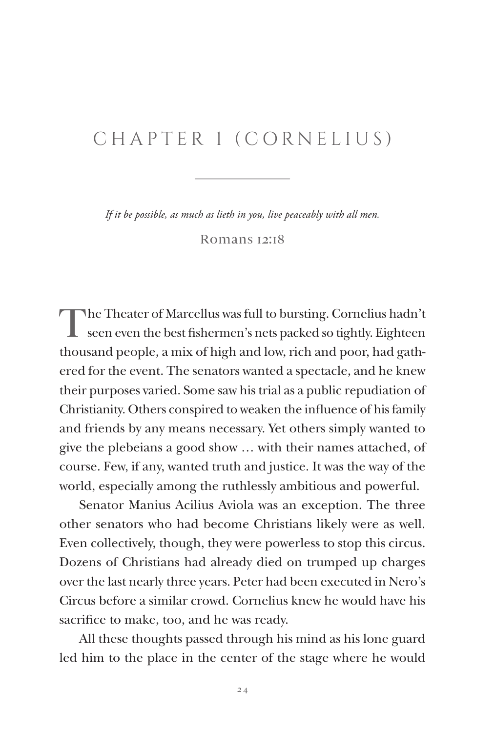# CHAPTER 1 (CORNELIUS)

*If it be possible, as much as lieth in you, live peaceably with all men.*

Romans 12:18

The Theater of Marcellus was full to bursting. Cornelius hadn't seen even the best fishermen's nets packed so tightly. Eighteen thousand people, a mix of high and low, rich and poor, had gathered for the event. The senators wanted a spectacle, and he knew their purposes varied. Some saw his trial as a public repudiation of Christianity. Others conspired to weaken the influence of his family and friends by any means necessary. Yet others simply wanted to give the plebeians a good show … with their names attached, of course. Few, if any, wanted truth and justice. It was the way of the world, especially among the ruthlessly ambitious and powerful.

Senator Manius Acilius Aviola was an exception. The three other senators who had become Christians likely were as well. Even collectively, though, they were powerless to stop this circus. Dozens of Christians had already died on trumped up charges over the last nearly three years. Peter had been executed in Nero's Circus before a similar crowd. Cornelius knew he would have his sacrifice to make, too, and he was ready.

All these thoughts passed through his mind as his lone guard led him to the place in the center of the stage where he would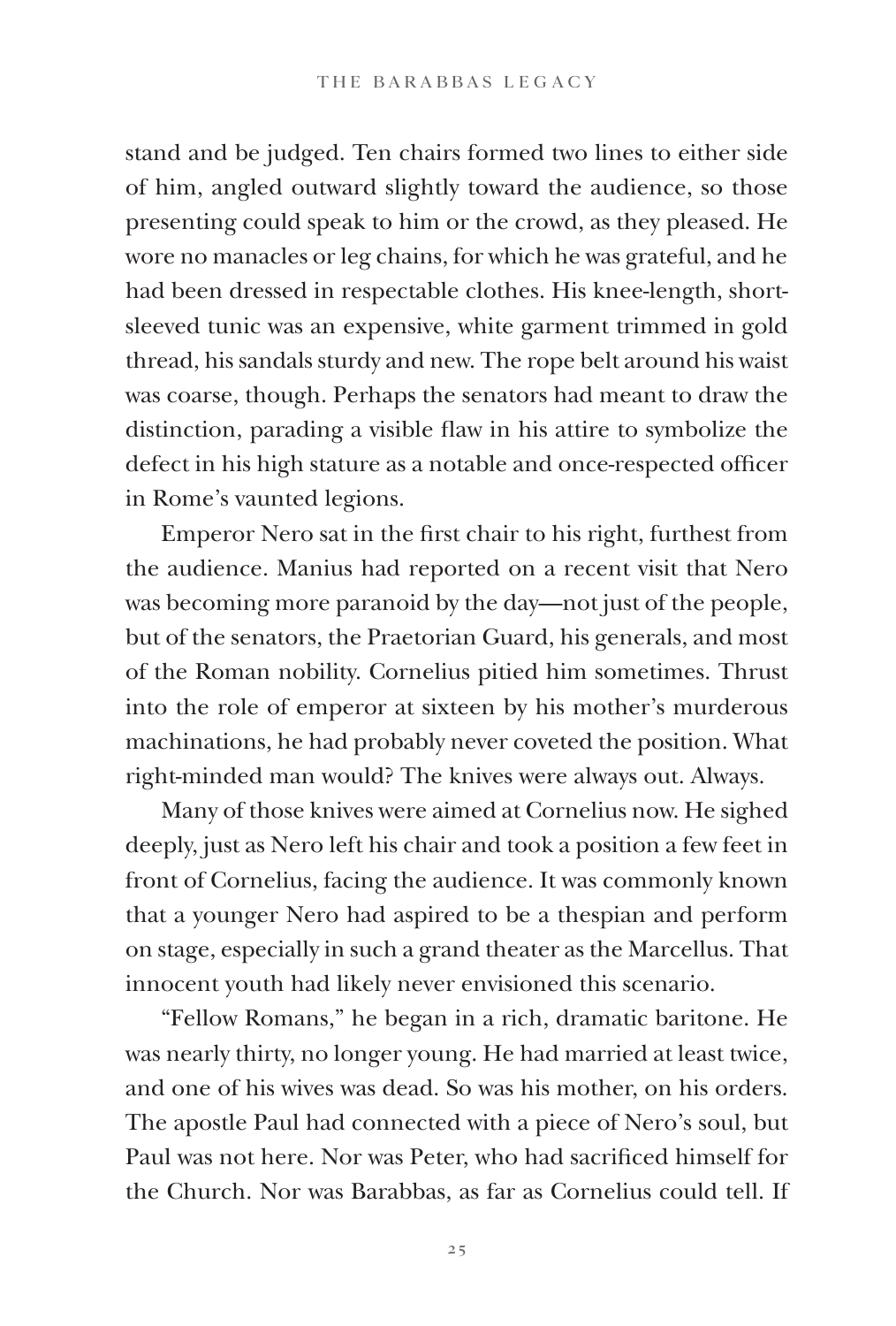stand and be judged. Ten chairs formed two lines to either side of him, angled outward slightly toward the audience, so those presenting could speak to him or the crowd, as they pleased. He wore no manacles or leg chains, for which he was grateful, and he had been dressed in respectable clothes. His knee-length, short-sleeved tunic was an expensive, white garment trimmed in gold thread, his sandals sturdy and new. The rope belt around his waist was coarse, though. Perhaps the senators had meant to draw the distinction, parading a visible flaw in his attire to symbolize the defect in his high stature as a notable and once-respected officer in Rome's vaunted legions.

Emperor Nero sat in the first chair to his right, furthest from the audience. Manius had reported on a recent visit that Nero was becoming more paranoid by the day—not just of the people, but of the senators, the Praetorian Guard, his generals, and most of the Roman nobility. Cornelius pitied him sometimes. Thrust into the role of emperor at sixteen by his mother's murderous machinations, he had probably never coveted the position. What right-minded man would? The knives were always out. Always.

Many of those knives were aimed at Cornelius now. He sighed deeply, just as Nero left his chair and took a position a few feet in front of Cornelius, facing the audience. It was commonly known that a younger Nero had aspired to be a thespian and perform on stage, especially in such a grand theater as the Marcellus. That innocent youth had likely never envisioned this scenario.

"Fellow Romans," he began in a rich, dramatic baritone. He was nearly thirty, no longer young. He had married at least twice, and one of his wives was dead. So was his mother, on his orders. The apostle Paul had connected with a piece of Nero's soul, but Paul was not here. Nor was Peter, who had sacrificed himself for the Church. Nor was Barabbas, as far as Cornelius could tell. If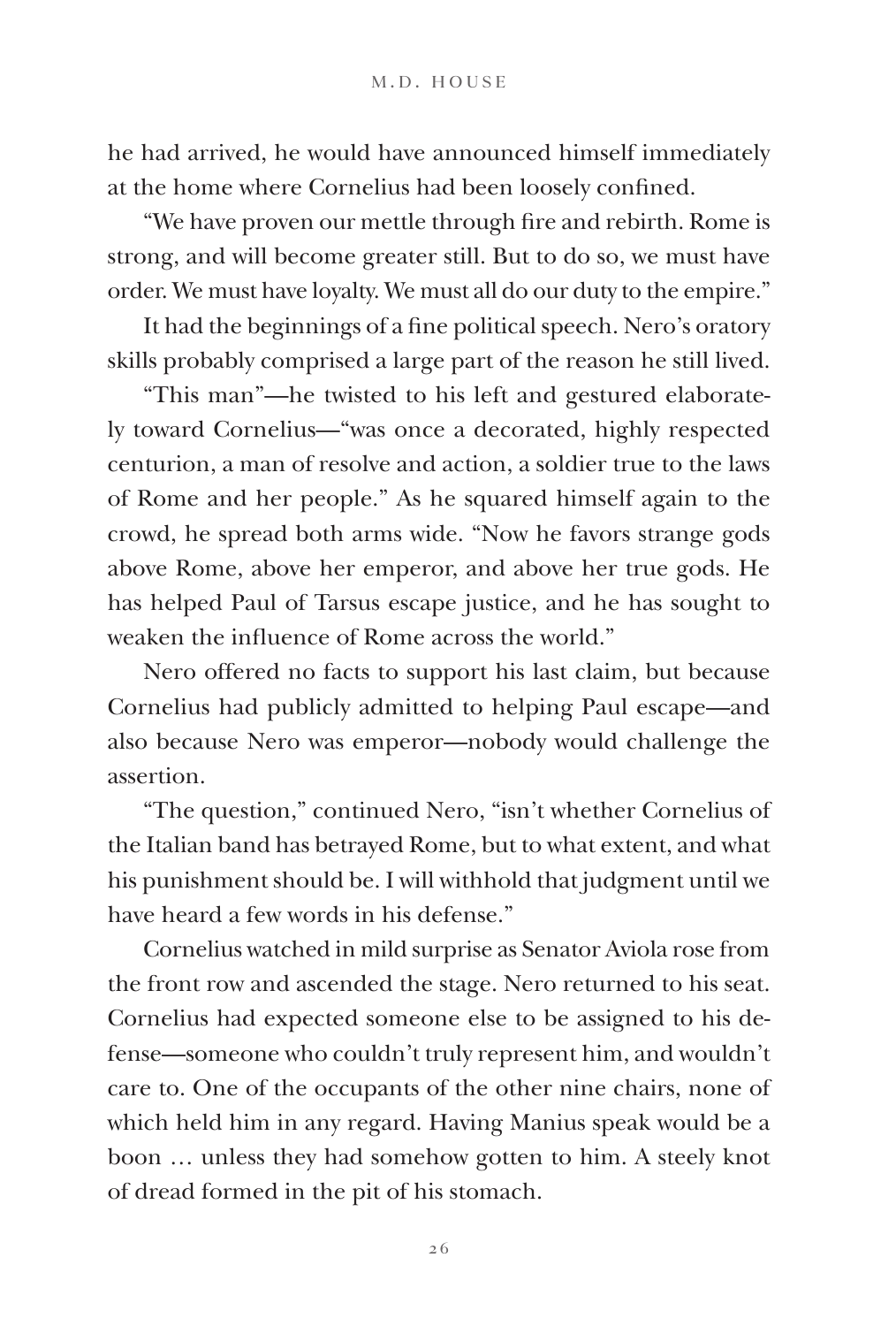he had arrived, he would have announced himself immediately at the home where Cornelius had been loosely confined.

"We have proven our mettle through fire and rebirth. Rome is strong, and will become greater still. But to do so, we must have order. We must have loyalty. We must all do our duty to the empire."

It had the beginnings of a fine political speech. Nero's oratory skills probably comprised a large part of the reason he still lived.

"This man"—he twisted to his left and gestured elaborately toward Cornelius—"was once a decorated, highly respected centurion, a man of resolve and action, a soldier true to the laws of Rome and her people." As he squared himself again to the crowd, he spread both arms wide. "Now he favors strange gods above Rome, above her emperor, and above her true gods. He has helped Paul of Tarsus escape justice, and he has sought to weaken the influence of Rome across the world."

Nero offered no facts to support his last claim, but because Cornelius had publicly admitted to helping Paul escape—and also because Nero was emperor—nobody would challenge the assertion.

"The question," continued Nero, "isn't whether Cornelius of the Italian band has betrayed Rome, but to what extent, and what his punishment should be. I will withhold that judgment until we have heard a few words in his defense."

Cornelius watched in mild surprise as Senator Aviola rose from the front row and ascended the stage. Nero returned to his seat. Cornelius had expected someone else to be assigned to his defense—someone who couldn't truly represent him, and wouldn't care to. One of the occupants of the other nine chairs, none of which held him in any regard. Having Manius speak would be a boon … unless they had somehow gotten to him. A steely knot of dread formed in the pit of his stomach.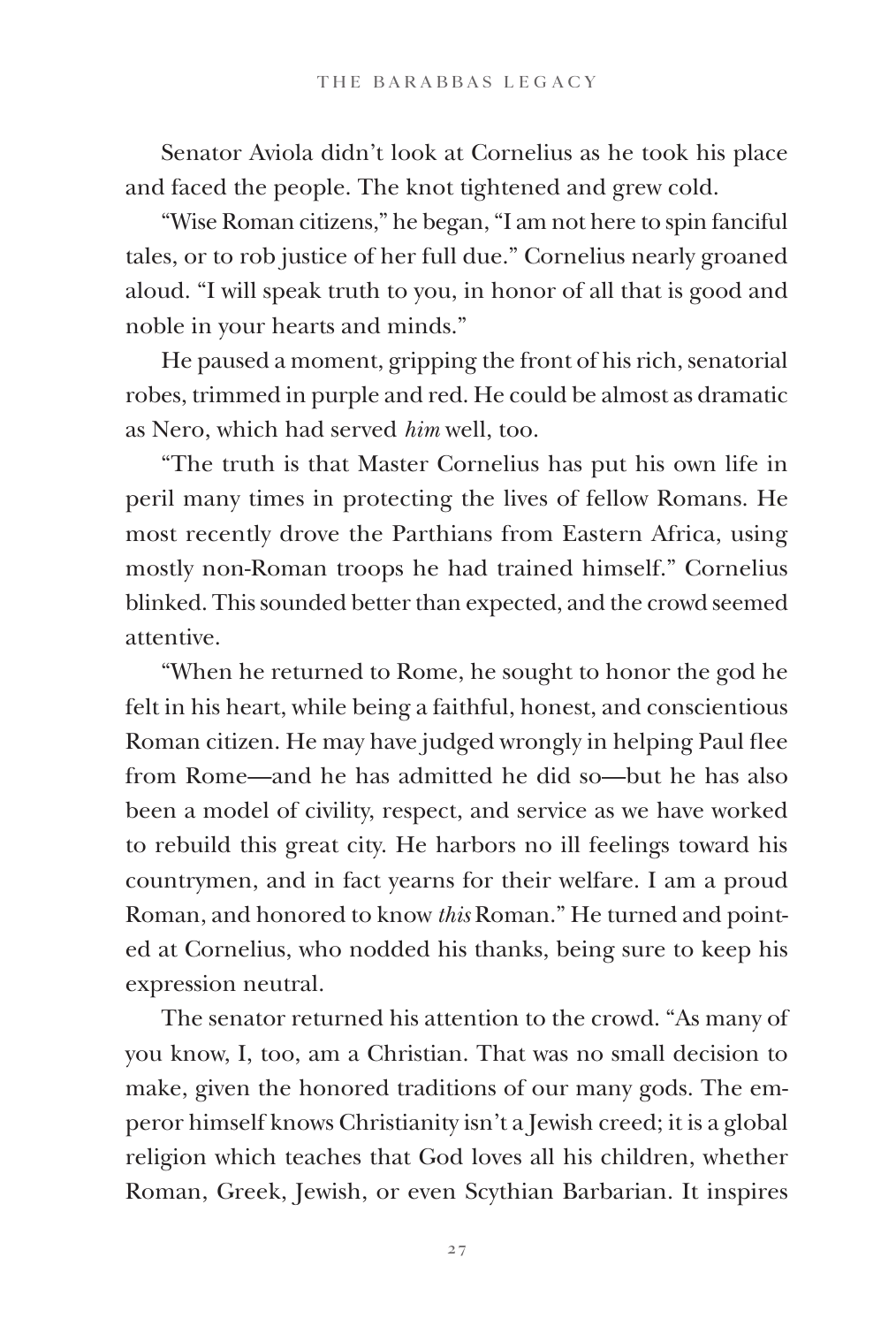Senator Aviola didn't look at Cornelius as he took his place and faced the people. The knot tightened and grew cold.

"Wise Roman citizens," he began, "I am not here to spin fanciful tales, or to rob justice of her full due." Cornelius nearly groaned aloud. "I will speak truth to you, in honor of all that is good and noble in your hearts and minds."

He paused a moment, gripping the front of his rich, senatorial robes, trimmed in purple and red. He could be almost as dramatic as Nero, which had served *him* well, too.

"The truth is that Master Cornelius has put his own life in peril many times in protecting the lives of fellow Romans. He most recently drove the Parthians from Eastern Africa, using mostly non-Roman troops he had trained himself." Cornelius blinked. This sounded better than expected, and the crowd seemed attentive.

"When he returned to Rome, he sought to honor the god he felt in his heart, while being a faithful, honest, and conscientious Roman citizen. He may have judged wrongly in helping Paul flee from Rome—and he has admitted he did so—but he has also been a model of civility, respect, and service as we have worked to rebuild this great city. He harbors no ill feelings toward his countrymen, and in fact yearns for their welfare. I am a proud Roman, and honored to know *this* Roman." He turned and pointed at Cornelius, who nodded his thanks, being sure to keep his expression neutral.

The senator returned his attention to the crowd. "As many of you know, I, too, am a Christian. That was no small decision to make, given the honored traditions of our many gods. The emperor himself knows Christianity isn't a Jewish creed; it is a global religion which teaches that God loves all his children, whether Roman, Greek, Jewish, or even Scythian Barbarian. It inspires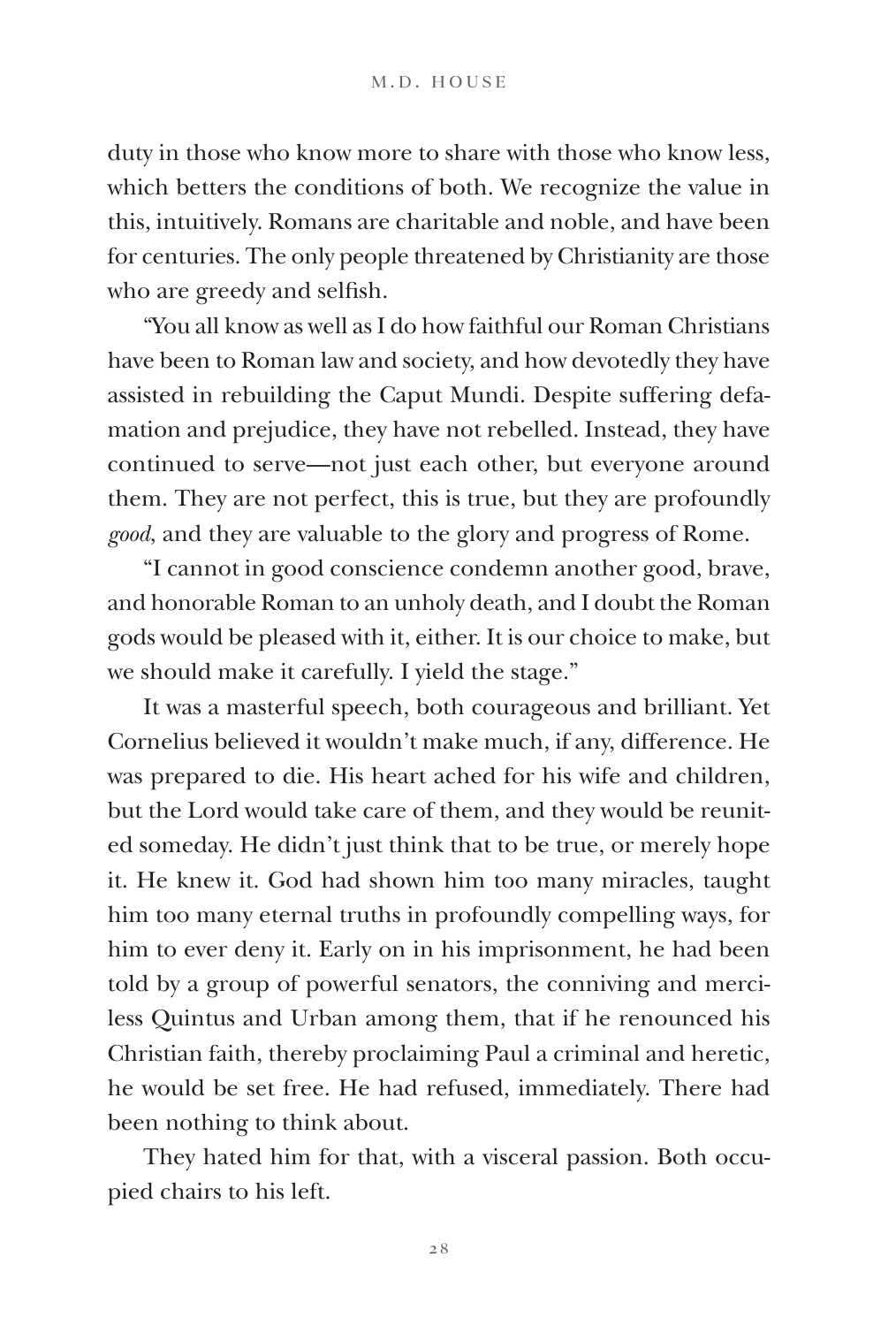duty in those who know more to share with those who know less, which betters the conditions of both. We recognize the value in this, intuitively. Romans are charitable and noble, and have been for centuries. The only people threatened by Christianity are those who are greedy and selfish.

"You all know as well as I do how faithful our Roman Christians have been to Roman law and society, and how devotedly they have assisted in rebuilding the Caput Mundi. Despite suffering defamation and prejudice, they have not rebelled. Instead, they have continued to serve—not just each other, but everyone around them. They are not perfect, this is true, but they are profoundly *good*, and they are valuable to the glory and progress of Rome.

"I cannot in good conscience condemn another good, brave, and honorable Roman to an unholy death, and I doubt the Roman gods would be pleased with it, either. It is our choice to make, but we should make it carefully. I yield the stage."

It was a masterful speech, both courageous and brilliant. Yet Cornelius believed it wouldn't make much, if any, difference. He was prepared to die. His heart ached for his wife and children, but the Lord would take care of them, and they would be reunited someday. He didn't just think that to be true, or merely hope it. He knew it. God had shown him too many miracles, taught him too many eternal truths in profoundly compelling ways, for him to ever deny it. Early on in his imprisonment, he had been told by a group of powerful senators, the conniving and merciless Quintus and Urban among them, that if he renounced his Christian faith, thereby proclaiming Paul a criminal and heretic, he would be set free. He had refused, immediately. There had been nothing to think about.

They hated him for that, with a visceral passion. Both occupied chairs to his left.